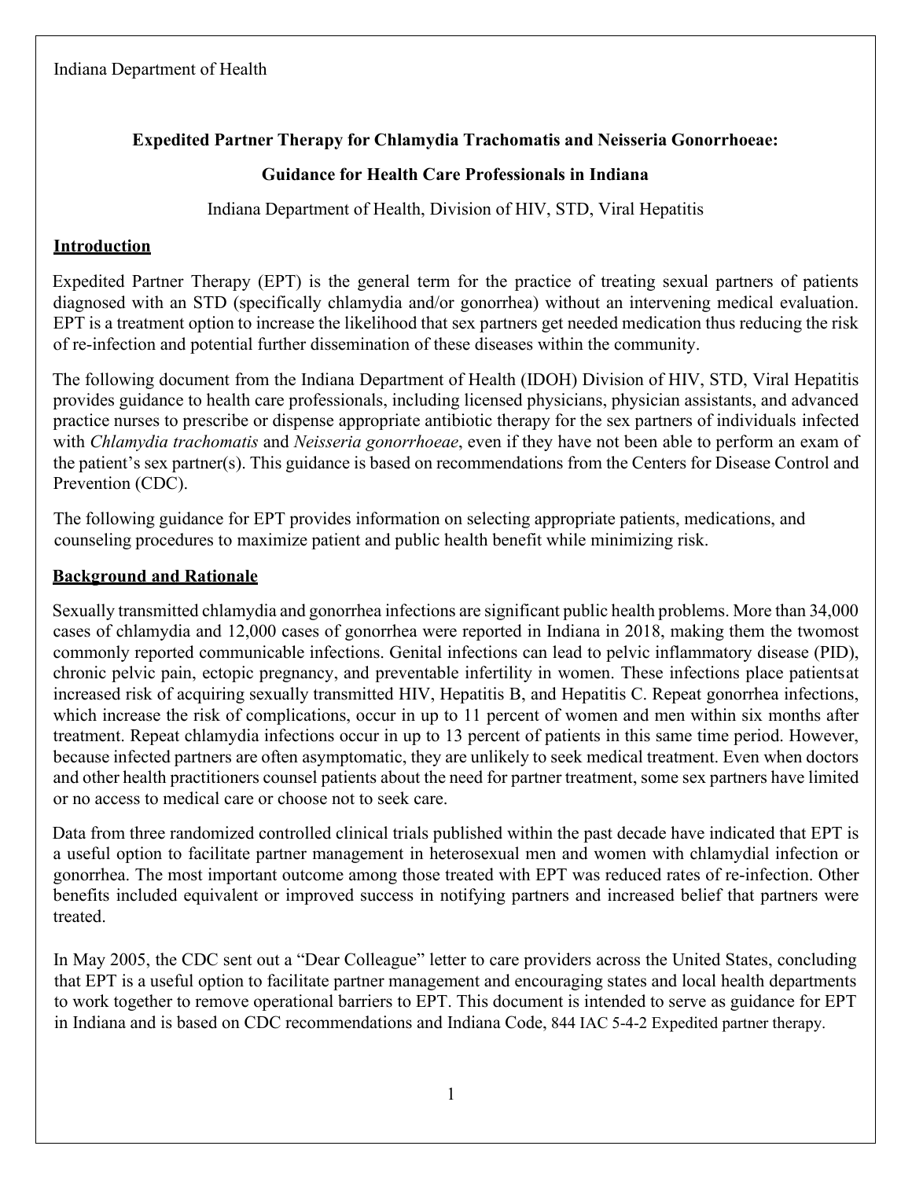Indiana Department of Health

**Expedited Partner Therapy for Chlamydia Trachomatis and Neisseria Gonorrhoeae:**

**Guidance for Health Care Professionals in Indiana**

Indiana Department of Health, Division of HIV, STD, Viral Hepatitis

## Introduction

Expedited Partner Therapy (EPT) is the general term for the practice of treating sexual partners of patients diagnosed with an STD (specifically chlamydia and/or gonorrhea) without an intervening medical evaluation. EPT is a treatment option to increase the likelihood that sex partners get needed medication thus reducing the risk of re-infection and potential further dissemination of these diseases within the community.

The following document from the Indiana Department of Health (IDOH) Division of HIV, STD, Viral Hepatitis provides guidance to health care professionals, including licensed physicians, physician assistants, and advanced practice nurses to prescribe or dispense appropriate antibiotic therapy for the sex partners of individuals infected with *Chlamydia trachomatis* and *Neisseria gonorrhoeae*, even if they have not been able to perform an exam of the patient's sex partner(s). This guidance is based on recommendations from the Centers for Disease Control and Prevention (CDC).

The following guidance for EPT provides information on selecting appropriate patients, medications, and counseling procedures to maximize patient and public health benefit while minimizing risk.

## Background and Rationale

Sexually transmitted chlamydia and gonorrhea infections are significant public health problems. More than 34,000 cases of chlamydia and 12,000 cases of gonorrhea were reported in Indiana in 2018, making them the twomost commonly reported communicable infections. Genital infections can lead to pelvic inflammatory disease (PID), chronic pelvic pain, ectopic pregnancy, and preventable infertility in women. These infections place patientsat increased risk of acquiring sexually transmitted HIV, Hepatitis B, and Hepatitis C. Repeat gonorrhea infections, which increase the risk of complications, occur in up to 11 percent of women and men within six months after treatment. Repeat chlamydia infections occur in up to 13 percent of patients in this same time period. However, because infected partners are often asymptomatic, they are unlikely to seek medical treatment. Even when doctors and other health practitioners counsel patients about the need for partner treatment, some sex partners have limited or no access to medical care or choose not to seek care.

Data from three randomized controlled clinical trials published within the past decade have indicated that EPT is a useful option to facilitate partner management in heterosexual men and women with chlamydial infection or gonorrhea. The most important outcome among those treated with EPT was reduced rates of re-infection. Other benefits included equivalent or improved success in notifying partners and increased belief that partners were treated.

In May 2005, the CDC sent out a "Dear Colleague" letter to care providers across the United States, concluding that EPT is a useful option to facilitate partner management and encouraging states and local health departments to work together to remove operational barriers to EPT. This document is intended to serve as guidance for EPT in Indiana and is based on CDC recommendations and Indiana Code, 844 IAC 5-4-2 Expedited partner therapy.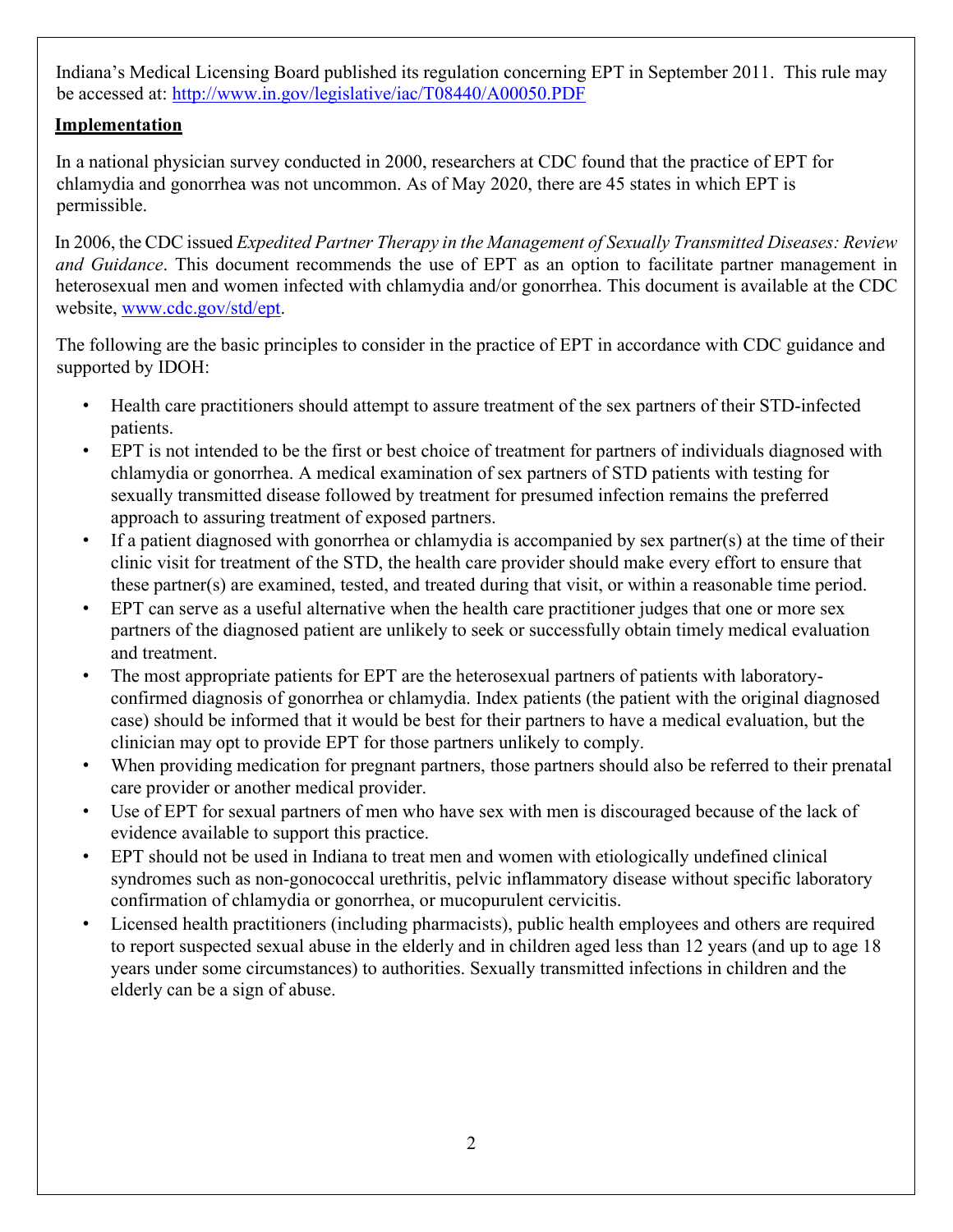Indiana's Medical Licensing Board published its regulation concerning EPT in September 2011. This rule may be accessed at: [http://www.in.gov/legislative/iac/T08440/A00050.PDF](http://www.in.gov/legislative/iac/T08440/A00050.PDF)

**Implementation**

In a national physician survey conducted in 2000, researchers at CDC found that the practice of EPT for chlamydia and gonorrhea was not uncommon. As of May 2020, there are 45 states in which EPT is permissible.

In 2006, the CDC issued *Expedited Partner Therapy in the Management of Sexually Transmitted Diseases: Review and Guidance*. This document recommends the use of EPT as an option to facilitate partner management in heterosexual men and women infected with chlamydia and/or gonorrhea. This document is available at the CDC website, [www.cdc.gov/std/ept](www.cdc.gov/std/ept).

The following are the basic principles to consider in the practice of EPT in accordance with CDC guidance and supported by IDOH:

- Health care practitioners should attempt to assure treatment of the sex partners of their STD-infected patients.
- EPT is not intended to be the first or best choice of treatment for partners of individuals diagnosed with chlamydia or gonorrhea. A medical examination of sex partners of STD patients with testing for sexually transmitted disease followed by treatment for presumed infection remains the preferred approach to assuring treatment of exposed partners.
- If a patient diagnosed with gonorrhea or chlamydia is accompanied by sex partner(s) at the time of their clinic visit for treatment of the STD, the health care provider should make every effort to ensure that these partner(s) are examined, tested, and treated during that visit, or within a reasonable time period.
- EPT can serve as a useful alternative when the health care practitioner judges that one or more sex partners of the diagnosed patient are unlikely to seek or successfully obtain timely medical evaluation and treatment.
- The most appropriate patients for EPT are the heterosexual partners of patients with laboratory-confirmed diagnosis of gonorrhea or chlamydia. Index patients (the patient with the original diagnosed case) should be informed that it would be best for their partners to have a medical evaluation, but the clinician may opt to provide EPT for those partners unlikely to comply.
- When providing medication for pregnant partners, those partners should also be referred to their prenatal care provider or another medical provider.
- Use of EPT for sexual partners of men who have sex with men is discouraged because of the lack of evidence available to support this practice.
- EPT should not be used in Indiana to treat men and women with etiologically undefined clinical syndromes such as non-gonococcal urethritis, pelvic inflammatory disease without specific laboratory confirmation of chlamydia or gonorrhea, or mucopurulent cervicitis.
- Licensed health practitioners (including pharmacists), public health employees and others are required to report suspected sexual abuse in the elderly and in children aged less than 12 years (and up to age 18 years under some circumstances) to authorities. Sexually transmitted infections in children and the elderly can be a sign of abuse.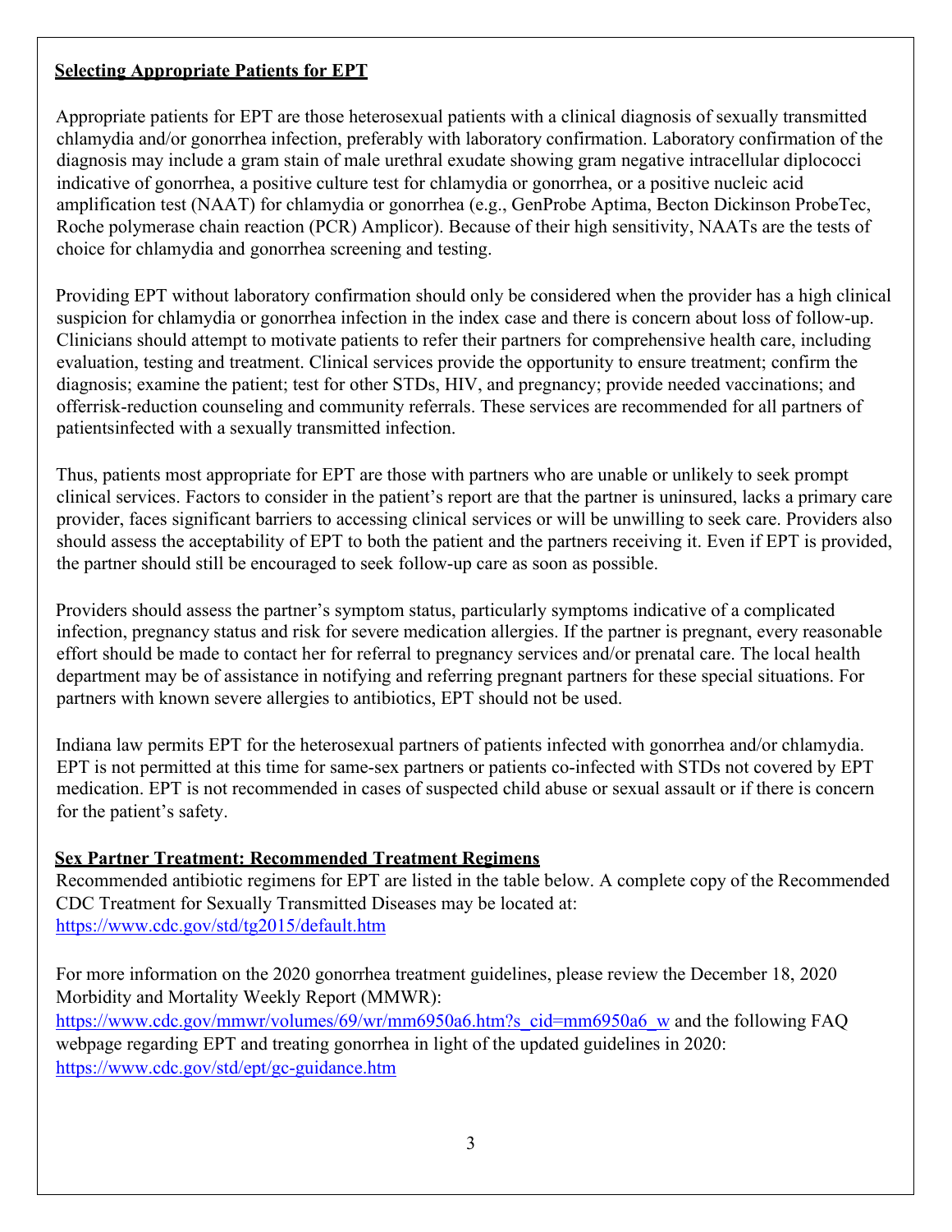## Selecting Appropriate Patients for EPT

Appropriate patients for EPT are those heterosexual patients with a clinical diagnosis of sexually transmitted chlamydia and/or gonorrhea infection, preferably with laboratory confirmation. Laboratory confirmation of the diagnosis may include a gram stain of male urethral exudate showing gram negative intracellular diplococci indicative of gonorrhea, a positive culture test for chlamydia or gonorrhea, or a positive nucleic acid amplification test (NAAT) for chlamydia or gonorrhea (e.g., GenProbe Aptima, Becton Dickinson ProbeTec, Roche polymerase chain reaction (PCR) Amplicor). Because of their high sensitivity, NAATs are the tests of choice for chlamydia and gonorrhea screening and testing.

Providing EPT without laboratory confirmation should only be considered when the provider has a high clinical suspicion for chlamydia or gonorrhea infection in the index case and there is concern about loss of follow-up. Clinicians should attempt to motivate patients to refer their partners for comprehensive health care, including evaluation, testing and treatment. Clinical services provide the opportunity to ensure treatment; confirm the diagnosis; examine the patient; test for other STDs, HIV, and pregnancy; provide needed vaccinations; and offerrisk-reduction counseling and community referrals. These services are recommended for all partners of patientsinfected with a sexually transmitted infection.

Thus, patients most appropriate for EPT are those with partners who are unable or unlikely to seek prompt clinical services. Factors to consider in the patient's report are that the partner is uninsured, lacks a primary care provider, faces significant barriers to accessing clinical services or will be unwilling to seek care. Providers also should assess the acceptability of EPT to both the patient and the partners receiving it. Even if EPT is provided, the partner should still be encouraged to seek follow-up care as soon as possible.

Providers should assess the partner's symptom status, particularly symptoms indicative of a complicated infection, pregnancy status and risk for severe medication allergies. If the partner is pregnant, every reasonable effort should be made to contact her for referral to pregnancy services and/or prenatal care. The local health department may be of assistance in notifying and referring pregnant partners for these special situations. For partners with known severe allergies to antibiotics, EPT should not be used.

Indiana law permits EPT for the heterosexual partners of patients infected with gonorrhea and/or chlamydia. EPT is not permitted at this time for same-sex partners or patients co-infected with STDs not covered by EPT medication. EPT is not recommended in cases of suspected child abuse or sexual assault or if there is concern for the patient's safety.

## Sex Partner Treatment: Recommended Treatment Regimens

Recommended antibiotic regimens for EPT are listed in the table below. A complete copy of the Recommended CDC Treatment for Sexually Transmitted Diseases may be located at: https://www.cdc.gov/std/tg2015/default.htm

For more information on the 2020 gonorrhea treatment guidelines, please review the December 18, 2020 Morbidity and Mortality Weekly Report (MMWR): https://www.cdc.gov/mmwr/volumes/69/wr/mm6950a6.htm?s_cid=mm6950a6_w and the following FAQ webpage regarding EPT and treating gonorrhea in light of the updated guidelines in 2020: https://www.cdc.gov/std/ept/gc-guidance.htm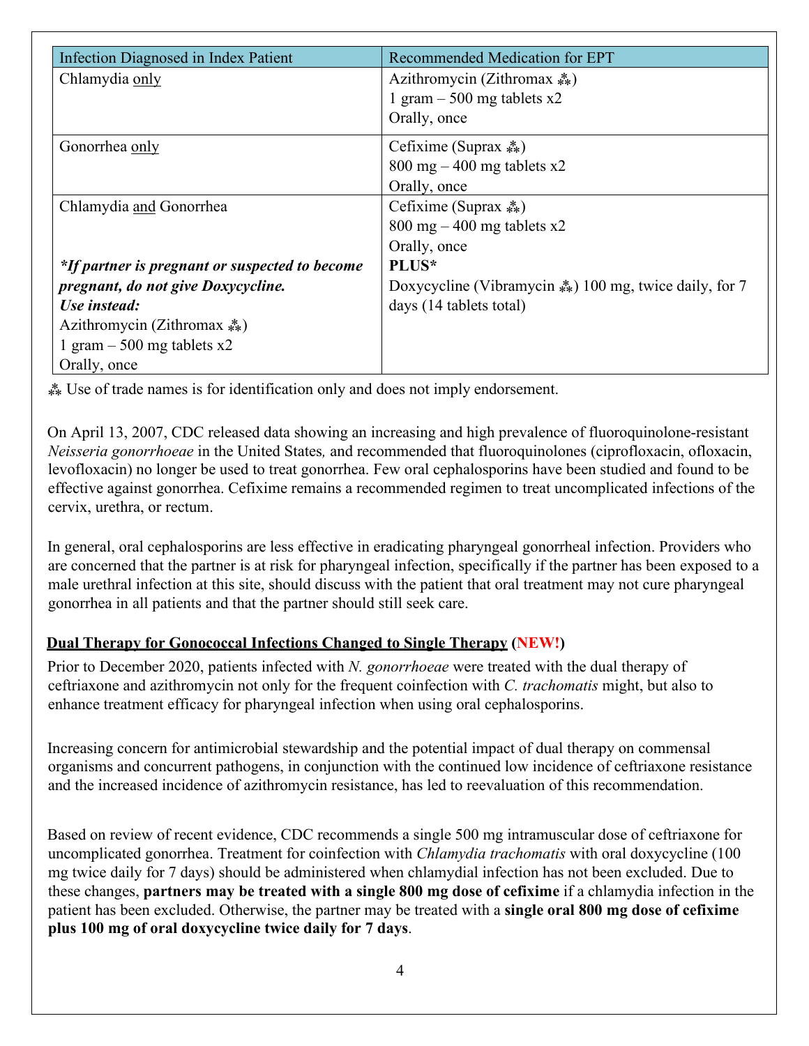| Infection Diagnosed in Index Patient | Recommended Medication for EPT |
| --- | --- |
| Chlamydia only | Azithromycin (Zithromax ⁂)<br>1 gram – 500 mg tablets x2<br>Orally, once |
| Gonorrhea only | Cefixime (Suprax ⁂)<br>800 mg – 400 mg tablets x2<br>Orally, once |
| Chlamydia and Gonorrhea<br><br>***If partner is pregnant or suspected to become pregnant, do not give Doxycycline.***<br>***Use instead:***<br>Azithromycin (Zithromax ⁂)<br>1 gram – 500 mg tablets x2<br>Orally, once | Cefixime (Suprax ⁂)<br>800 mg – 400 mg tablets x2<br>Orally, once<br>**PLUS***<br>Doxycycline (Vibramycin ⁂) 100 mg, twice daily, for 7 days (14 tablets total) |

⁂ Use of trade names is for identification only and does not imply endorsement.

On April 13, 2007, CDC released data showing an increasing and high prevalence of fluoroquinolone-resistant *Neisseria gonorrhoeae* in the United States, and recommended that fluoroquinolones (ciprofloxacin, ofloxacin, levofloxacin) no longer be used to treat gonorrhea. Few oral cephalosporins have been studied and found to be effective against gonorrhea. Cefixime remains a recommended regimen to treat uncomplicated infections of the cervix, urethra, or rectum.

In general, oral cephalosporins are less effective in eradicating pharyngeal gonorrheal infection. Providers who are concerned that the partner is at risk for pharyngeal infection, specifically if the partner has been exposed to a male urethral infection at this site, should discuss with the patient that oral treatment may not cure pharyngeal gonorrhea in all patients and that the partner should still seek care.

## Dual Therapy for Gonococcal Infections Changed to Single Therapy (NEW!)

Prior to December 2020, patients infected with *N. gonorrhoeae* were treated with the dual therapy of ceftriaxone and azithromycin not only for the frequent coinfection with *C. trachomatis* might, but also to enhance treatment efficacy for pharyngeal infection when using oral cephalosporins.

Increasing concern for antimicrobial stewardship and the potential impact of dual therapy on commensal organisms and concurrent pathogens, in conjunction with the continued low incidence of ceftriaxone resistance and the increased incidence of azithromycin resistance, has led to reevaluation of this recommendation.

Based on review of recent evidence, CDC recommends a single 500 mg intramuscular dose of ceftriaxone for uncomplicated gonorrhea. Treatment for coinfection with *Chlamydia trachomatis* with oral doxycycline (100 mg twice daily for 7 days) should be administered when chlamydial infection has not been excluded. Due to these changes, **partners may be treated with a single 800 mg dose of cefixime** if a chlamydia infection in the patient has been excluded. Otherwise, the partner may be treated with a **single oral 800 mg dose of cefixime plus 100 mg of oral doxycycline twice daily for 7 days**.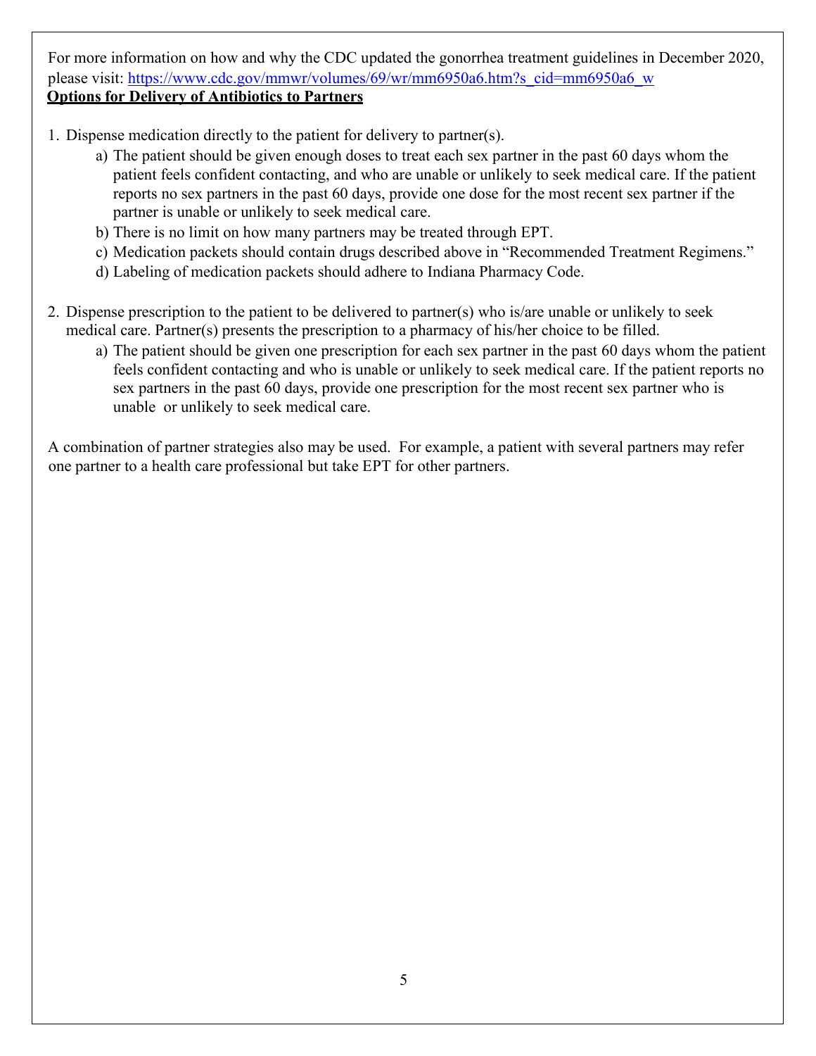For more information on how and why the CDC updated the gonorrhea treatment guidelines in December 2020, please visit: [https://www.cdc.gov/mmwr/volumes/69/wr/mm6950a6.htm?s_cid=mm6950a6_w](https://www.cdc.gov/mmwr/volumes/69/wr/mm6950a6.htm?s_cid=mm6950a6_w)

**Options for Delivery of Antibiotics to Partners**

1. Dispense medication directly to the patient for delivery to partner(s).
   a) The patient should be given enough doses to treat each sex partner in the past 60 days whom the patient feels confident contacting, and who are unable or unlikely to seek medical care. If the patient reports no sex partners in the past 60 days, provide one dose for the most recent sex partner if the partner is unable or unlikely to seek medical care.
   b) There is no limit on how many partners may be treated through EPT.
   c) Medication packets should contain drugs described above in "Recommended Treatment Regimens."
   d) Labeling of medication packets should adhere to Indiana Pharmacy Code.

2. Dispense prescription to the patient to be delivered to partner(s) who is/are unable or unlikely to seek medical care. Partner(s) presents the prescription to a pharmacy of his/her choice to be filled.
   a) The patient should be given one prescription for each sex partner in the past 60 days whom the patient feels confident contacting and who is unable or unlikely to seek medical care. If the patient reports no sex partners in the past 60 days, provide one prescription for the most recent sex partner who is unable or unlikely to seek medical care.

A combination of partner strategies also may be used. For example, a patient with several partners may refer one partner to a health care professional but take EPT for other partners.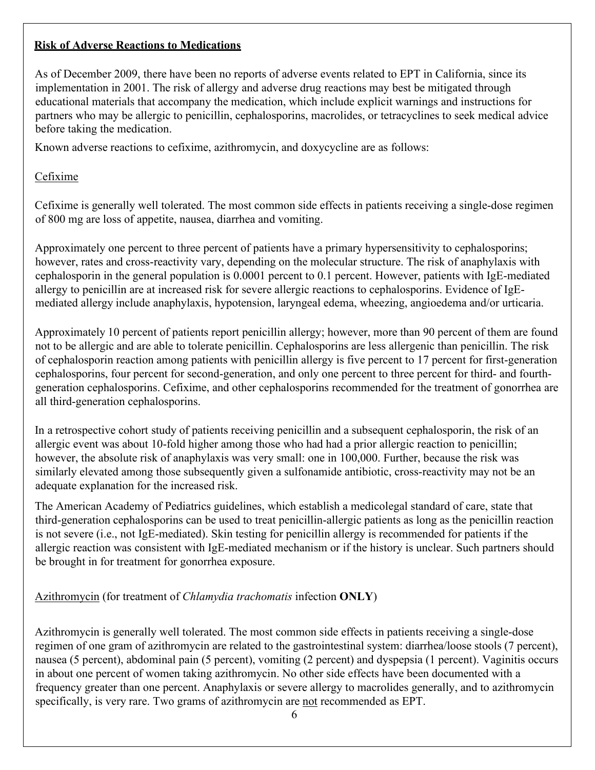**Risk of Adverse Reactions to Medications**

As of December 2009, there have been no reports of adverse events related to EPT in California, since its implementation in 2001. The risk of allergy and adverse drug reactions may best be mitigated through educational materials that accompany the medication, which include explicit warnings and instructions for partners who may be allergic to penicillin, cephalosporins, macrolides, or tetracyclines to seek medical advice before taking the medication.

Known adverse reactions to cefixime, azithromycin, and doxycycline are as follows:

Cefixime

Cefixime is generally well tolerated. The most common side effects in patients receiving a single-dose regimen of 800 mg are loss of appetite, nausea, diarrhea and vomiting.

Approximately one percent to three percent of patients have a primary hypersensitivity to cephalosporins; however, rates and cross-reactivity vary, depending on the molecular structure. The risk of anaphylaxis with cephalosporin in the general population is 0.0001 percent to 0.1 percent. However, patients with IgE-mediated allergy to penicillin are at increased risk for severe allergic reactions to cephalosporins. Evidence of IgE-mediated allergy include anaphylaxis, hypotension, laryngeal edema, wheezing, angioedema and/or urticaria.

Approximately 10 percent of patients report penicillin allergy; however, more than 90 percent of them are found not to be allergic and are able to tolerate penicillin. Cephalosporins are less allergenic than penicillin. The risk of cephalosporin reaction among patients with penicillin allergy is five percent to 17 percent for first-generation cephalosporins, four percent for second-generation, and only one percent to three percent for third- and fourth-generation cephalosporins. Cefixime, and other cephalosporins recommended for the treatment of gonorrhea are all third-generation cephalosporins.

In a retrospective cohort study of patients receiving penicillin and a subsequent cephalosporin, the risk of an allergic event was about 10-fold higher among those who had had a prior allergic reaction to penicillin; however, the absolute risk of anaphylaxis was very small: one in 100,000. Further, because the risk was similarly elevated among those subsequently given a sulfonamide antibiotic, cross-reactivity may not be an adequate explanation for the increased risk.

The American Academy of Pediatrics guidelines, which establish a medicolegal standard of care, state that third-generation cephalosporins can be used to treat penicillin-allergic patients as long as the penicillin reaction is not severe (i.e., not IgE-mediated). Skin testing for penicillin allergy is recommended for patients if the allergic reaction was consistent with IgE-mediated mechanism or if the history is unclear. Such partners should be brought in for treatment for gonorrhea exposure.

Azithromycin (for treatment of *Chlamydia trachomatis* infection **ONLY**)

Azithromycin is generally well tolerated. The most common side effects in patients receiving a single-dose regimen of one gram of azithromycin are related to the gastrointestinal system: diarrhea/loose stools (7 percent), nausea (5 percent), abdominal pain (5 percent), vomiting (2 percent) and dyspepsia (1 percent). Vaginitis occurs in about one percent of women taking azithromycin. No other side effects have been documented with a frequency greater than one percent. Anaphylaxis or severe allergy to macrolides generally, and to azithromycin specifically, is very rare. Two grams of azithromycin are not recommended as EPT.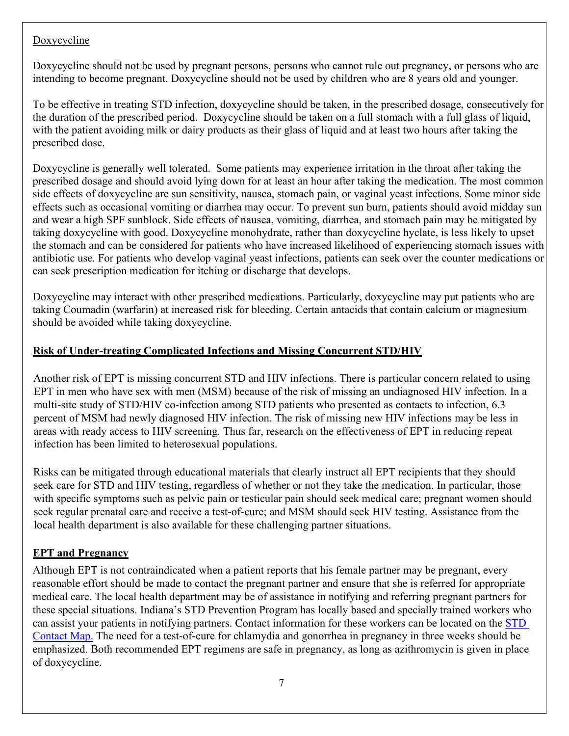Doxycycline

Doxycycline should not be used by pregnant persons, persons who cannot rule out pregnancy, or persons who are intending to become pregnant. Doxycycline should not be used by children who are 8 years old and younger.

To be effective in treating STD infection, doxycycline should be taken, in the prescribed dosage, consecutively for the duration of the prescribed period. Doxycycline should be taken on a full stomach with a full glass of liquid, with the patient avoiding milk or dairy products as their glass of liquid and at least two hours after taking the prescribed dose.

Doxycycline is generally well tolerated. Some patients may experience irritation in the throat after taking the prescribed dosage and should avoid lying down for at least an hour after taking the medication. The most common side effects of doxycycline are sun sensitivity, nausea, stomach pain, or vaginal yeast infections. Some minor side effects such as occasional vomiting or diarrhea may occur. To prevent sun burn, patients should avoid midday sun and wear a high SPF sunblock. Side effects of nausea, vomiting, diarrhea, and stomach pain may be mitigated by taking doxycycline with good. Doxycycline monohydrate, rather than doxycycline hyclate, is less likely to upset the stomach and can be considered for patients who have increased likelihood of experiencing stomach issues with antibiotic use. For patients who develop vaginal yeast infections, patients can seek over the counter medications or can seek prescription medication for itching or discharge that develops.

Doxycycline may interact with other prescribed medications. Particularly, doxycycline may put patients who are taking Coumadin (warfarin) at increased risk for bleeding. Certain antacids that contain calcium or magnesium should be avoided while taking doxycycline.

## Risk of Under-treating Complicated Infections and Missing Concurrent STD/HIV

Another risk of EPT is missing concurrent STD and HIV infections. There is particular concern related to using EPT in men who have sex with men (MSM) because of the risk of missing an undiagnosed HIV infection. In a multi-site study of STD/HIV co-infection among STD patients who presented as contacts to infection, 6.3 percent of MSM had newly diagnosed HIV infection. The risk of missing new HIV infections may be less in areas with ready access to HIV screening. Thus far, research on the effectiveness of EPT in reducing repeat infection has been limited to heterosexual populations.

Risks can be mitigated through educational materials that clearly instruct all EPT recipients that they should seek care for STD and HIV testing, regardless of whether or not they take the medication. In particular, those with specific symptoms such as pelvic pain or testicular pain should seek medical care; pregnant women should seek regular prenatal care and receive a test-of-cure; and MSM should seek HIV testing. Assistance from the local health department is also available for these challenging partner situations.

## EPT and Pregnancy

Although EPT is not contraindicated when a patient reports that his female partner may be pregnant, every reasonable effort should be made to contact the pregnant partner and ensure that she is referred for appropriate medical care. The local health department may be of assistance in notifying and referring pregnant partners for these special situations. Indiana's STD Prevention Program has locally based and specially trained workers who can assist your patients in notifying partners. Contact information for these workers can be located on the STD Contact Map. The need for a test-of-cure for chlamydia and gonorrhea in pregnancy in three weeks should be emphasized. Both recommended EPT regimens are safe in pregnancy, as long as azithromycin is given in place of doxycycline.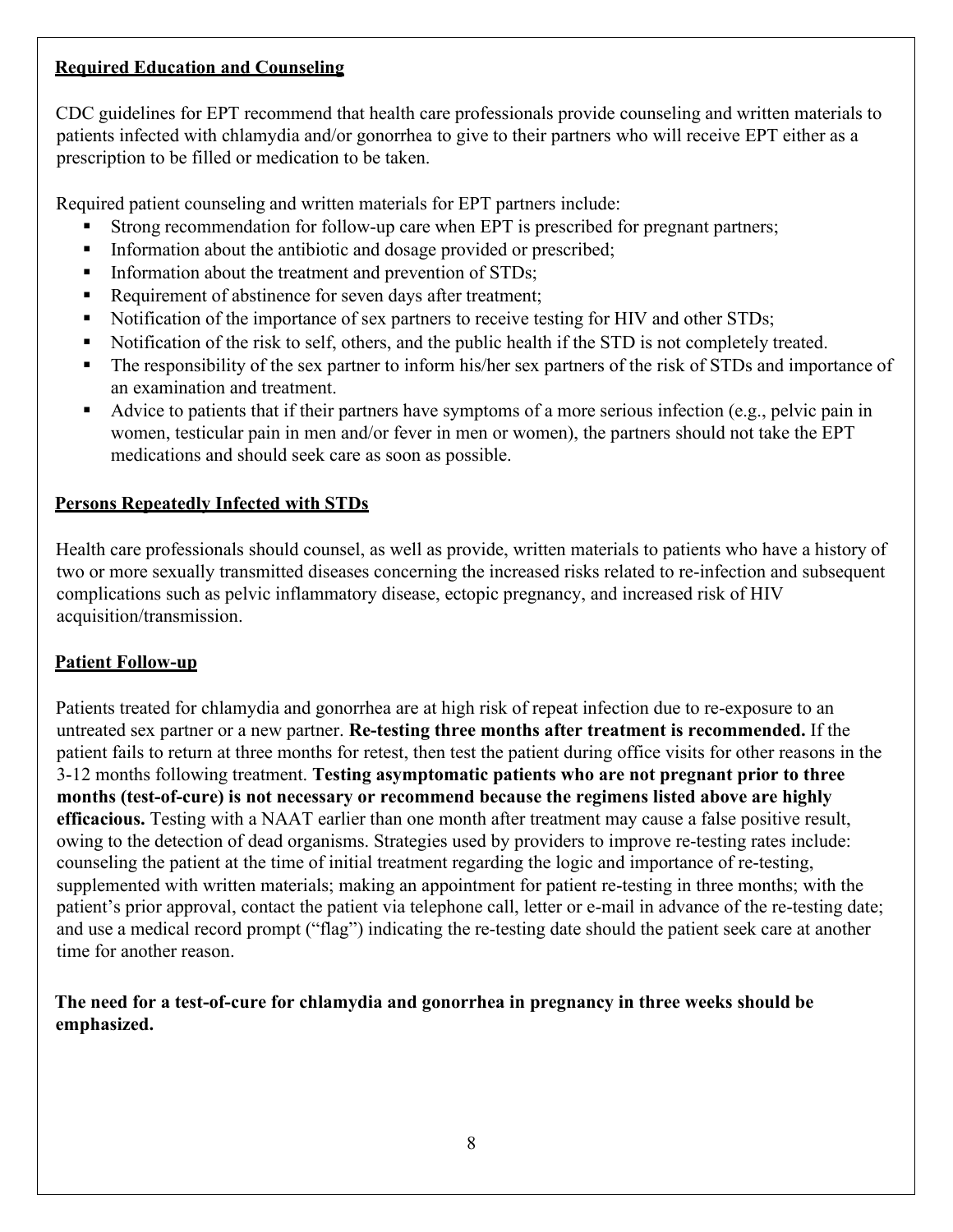**Required Education and Counseling**

CDC guidelines for EPT recommend that health care professionals provide counseling and written materials to patients infected with chlamydia and/or gonorrhea to give to their partners who will receive EPT either as a prescription to be filled or medication to be taken.

Required patient counseling and written materials for EPT partners include:

- Strong recommendation for follow-up care when EPT is prescribed for pregnant partners;
- Information about the antibiotic and dosage provided or prescribed;
- Information about the treatment and prevention of STDs;
- Requirement of abstinence for seven days after treatment;
- Notification of the importance of sex partners to receive testing for HIV and other STDs;
- Notification of the risk to self, others, and the public health if the STD is not completely treated.
- The responsibility of the sex partner to inform his/her sex partners of the risk of STDs and importance of an examination and treatment.
- Advice to patients that if their partners have symptoms of a more serious infection (e.g., pelvic pain in women, testicular pain in men and/or fever in men or women), the partners should not take the EPT medications and should seek care as soon as possible.

**Persons Repeatedly Infected with STDs**

Health care professionals should counsel, as well as provide, written materials to patients who have a history of two or more sexually transmitted diseases concerning the increased risks related to re-infection and subsequent complications such as pelvic inflammatory disease, ectopic pregnancy, and increased risk of HIV acquisition/transmission.

**Patient Follow-up**

Patients treated for chlamydia and gonorrhea are at high risk of repeat infection due to re-exposure to an untreated sex partner or a new partner. **Re-testing three months after treatment is recommended.** If the patient fails to return at three months for retest, then test the patient during office visits for other reasons in the 3-12 months following treatment. **Testing asymptomatic patients who are not pregnant prior to three months (test-of-cure) is not necessary or recommend because the regimens listed above are highly efficacious.** Testing with a NAAT earlier than one month after treatment may cause a false positive result, owing to the detection of dead organisms. Strategies used by providers to improve re-testing rates include: counseling the patient at the time of initial treatment regarding the logic and importance of re-testing, supplemented with written materials; making an appointment for patient re-testing in three months; with the patient's prior approval, contact the patient via telephone call, letter or e-mail in advance of the re-testing date; and use a medical record prompt ("flag") indicating the re-testing date should the patient seek care at another time for another reason.

**The need for a test-of-cure for chlamydia and gonorrhea in pregnancy in three weeks should be emphasized.**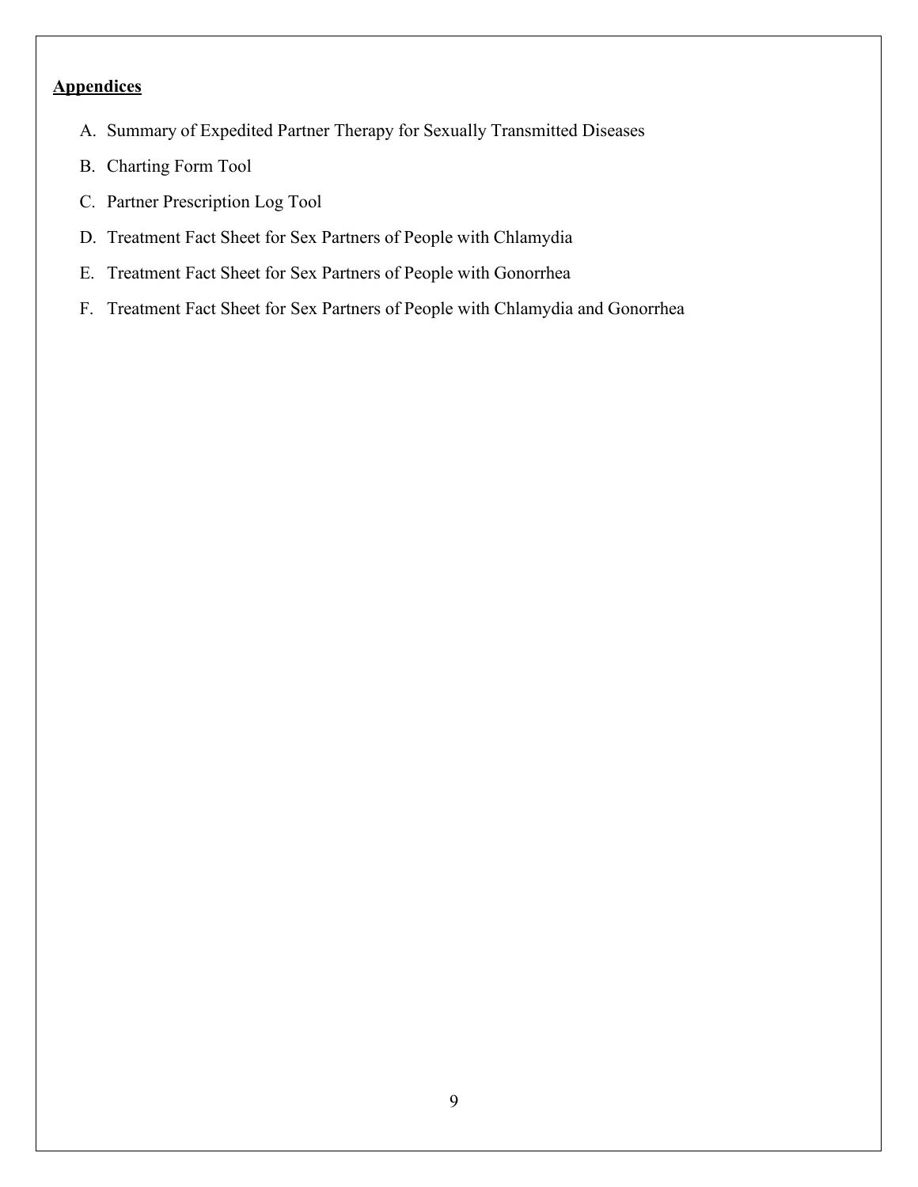## Appendices

A. Summary of Expedited Partner Therapy for Sexually Transmitted Diseases

B. Charting Form Tool

C. Partner Prescription Log Tool

D. Treatment Fact Sheet for Sex Partners of People with Chlamydia

E. Treatment Fact Sheet for Sex Partners of People with Gonorrhea

F. Treatment Fact Sheet for Sex Partners of People with Chlamydia and Gonorrhea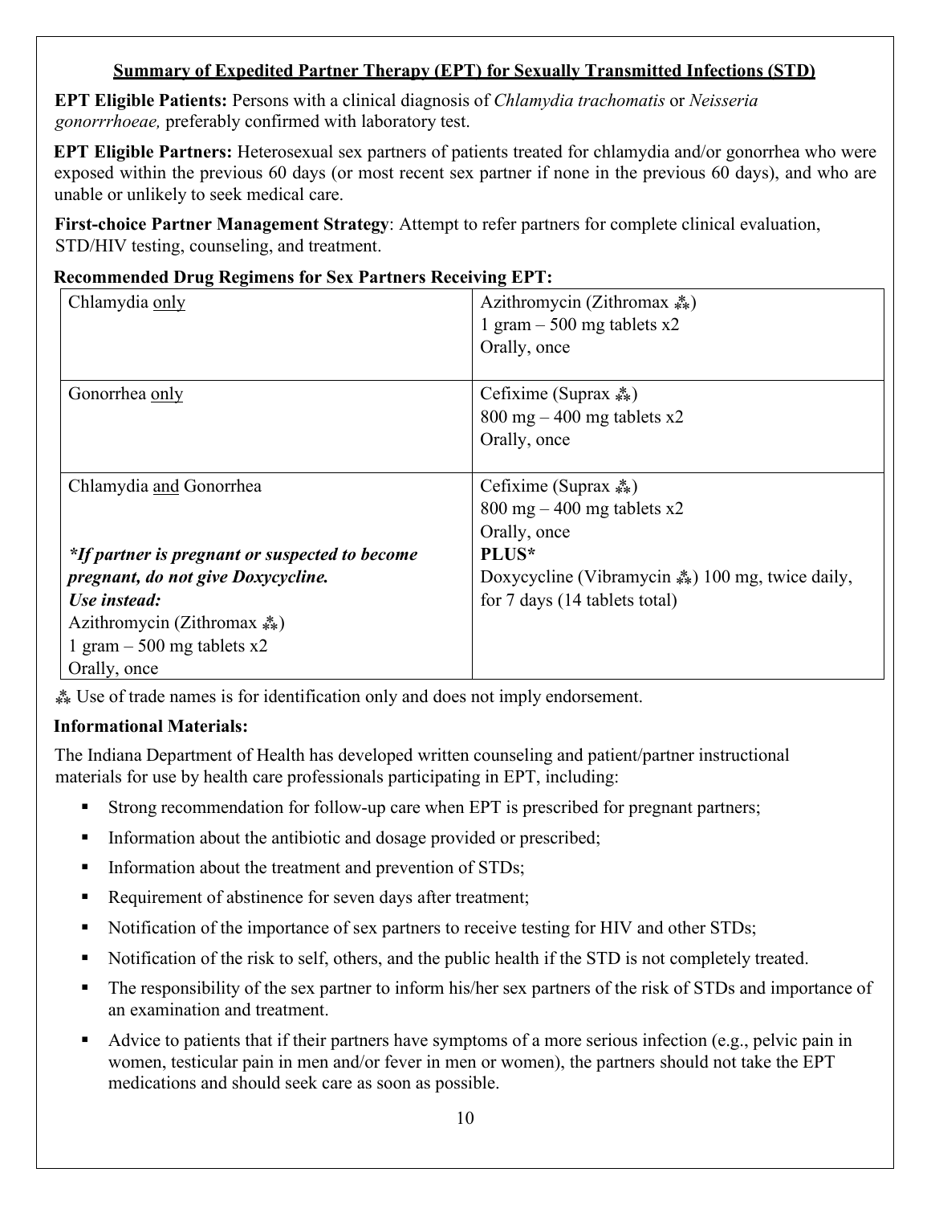## <u>Summary of Expedited Partner Therapy (EPT) for Sexually Transmitted Infections (STD)</u>

**EPT Eligible Patients:** Persons with a clinical diagnosis of *Chlamydia trachomatis* or *Neisseria gonorrrhoeae,* preferably confirmed with laboratory test.

**EPT Eligible Partners:** Heterosexual sex partners of patients treated for chlamydia and/or gonorrhea who were exposed within the previous 60 days (or most recent sex partner if none in the previous 60 days), and who are unable or unlikely to seek medical care.

**First-choice Partner Management Strategy**: Attempt to refer partners for complete clinical evaluation, STD/HIV testing, counseling, and treatment.

**Recommended Drug Regimens for Sex Partners Receiving EPT:**

| | |
|---|---|
| Chlamydia <u>only</u> | Azithromycin (Zithromax ⁂)<br>1 gram – 500 mg tablets x2<br>Orally, once |
| Gonorrhea <u>only</u> | Cefixime (Suprax ⁂)<br>800 mg – 400 mg tablets x2<br>Orally, once |
| Chlamydia <u>and</u> Gonorrhea<br><br>***If partner is pregnant or suspected to become pregnant, do not give Doxycycline.***<br>***Use instead:***<br>Azithromycin (Zithromax ⁂)<br>1 gram – 500 mg tablets x2<br>Orally, once | Cefixime (Suprax ⁂)<br>800 mg – 400 mg tablets x2<br>Orally, once<br>**PLUS***<br>Doxycycline (Vibramycin ⁂) 100 mg, twice daily, for 7 days (14 tablets total) |

⁂ Use of trade names is for identification only and does not imply endorsement.

**Informational Materials:**

The Indiana Department of Health has developed written counseling and patient/partner instructional materials for use by health care professionals participating in EPT, including:

- Strong recommendation for follow-up care when EPT is prescribed for pregnant partners;
- Information about the antibiotic and dosage provided or prescribed;
- Information about the treatment and prevention of STDs;
- Requirement of abstinence for seven days after treatment;
- Notification of the importance of sex partners to receive testing for HIV and other STDs;
- Notification of the risk to self, others, and the public health if the STD is not completely treated.
- The responsibility of the sex partner to inform his/her sex partners of the risk of STDs and importance of an examination and treatment.
- Advice to patients that if their partners have symptoms of a more serious infection (e.g., pelvic pain in women, testicular pain in men and/or fever in men or women), the partners should not take the EPT medications and should seek care as soon as possible.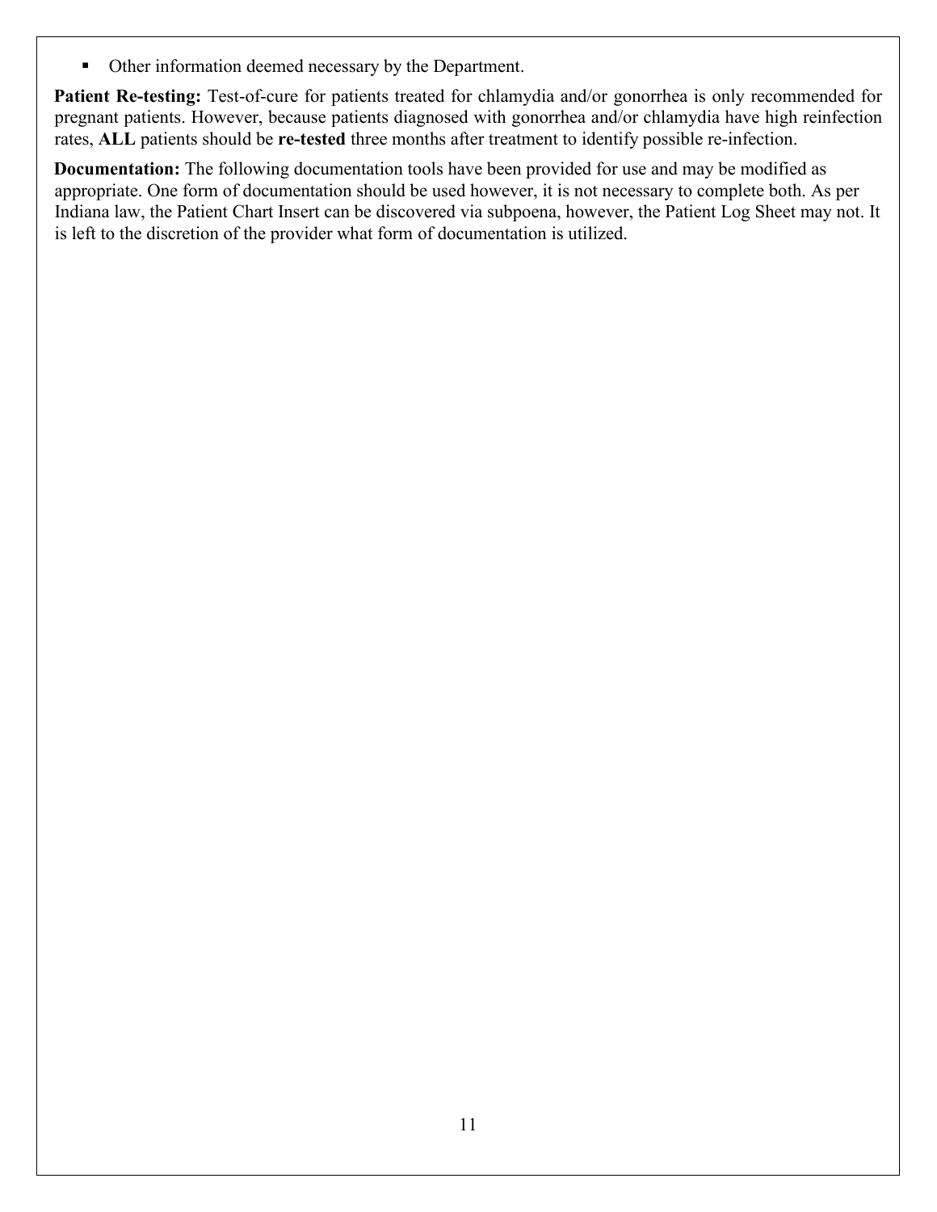- Other information deemed necessary by the Department.

**Patient Re-testing:** Test-of-cure for patients treated for chlamydia and/or gonorrhea is only recommended for pregnant patients. However, because patients diagnosed with gonorrhea and/or chlamydia have high reinfection rates, **ALL** patients should be **re-tested** three months after treatment to identify possible re-infection.

**Documentation:** The following documentation tools have been provided for use and may be modified as appropriate. One form of documentation should be used however, it is not necessary to complete both. As per Indiana law, the Patient Chart Insert can be discovered via subpoena, however, the Patient Log Sheet may not. It is left to the discretion of the provider what form of documentation is utilized.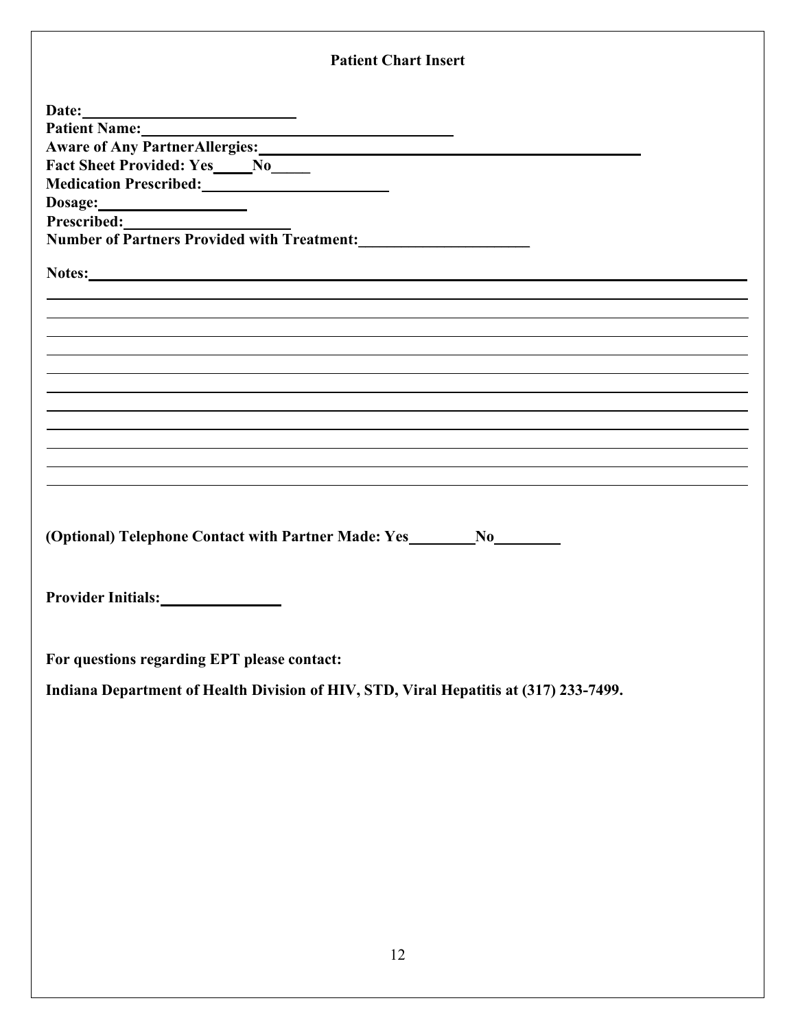**Patient Chart Insert**

**Date:**\_\_\_\_\_\_\_\_\_\_\_\_\_\_\_\_\_\_\_\_\_\_\_\_\_\_\_\_
**Patient Name:**\_\_\_\_\_\_\_\_\_\_\_\_\_\_\_\_\_\_\_\_\_\_\_\_\_\_\_\_\_\_\_\_\_\_\_\_\_\_\_\_\_
**Aware of Any PartnerAllergies:**\_\_\_\_\_\_\_\_\_\_\_\_\_\_\_\_\_\_\_\_\_\_\_\_\_\_\_\_\_\_\_\_\_\_\_\_\_\_\_\_\_\_\_\_\_\_\_\_\_\_\_\_
**Fact Sheet Provided: Yes**\_\_\_\_\_**No**\_\_\_\_\_
**Medication Prescribed:**\_\_\_\_\_\_\_\_\_\_\_\_\_\_\_\_\_\_\_\_\_\_\_\_\_
**Dosage:**\_\_\_\_\_\_\_\_\_\_\_\_\_\_\_\_\_\_\_\_
**Prescribed:**\_\_\_\_\_\_\_\_\_\_\_\_\_\_\_\_\_\_\_\_\_\_\_
**Number of Partners Provided with Treatment:**\_\_\_\_\_\_\_\_\_\_\_\_\_\_\_\_\_\_\_\_\_\_\_

**Notes:**\_\_\_\_\_\_\_\_\_\_\_\_\_\_\_\_\_\_\_\_\_\_\_\_\_\_\_\_\_\_\_\_\_\_\_\_\_\_\_\_\_\_\_\_\_\_\_\_\_\_\_\_\_\_\_\_\_\_\_\_\_\_\_\_\_\_\_\_\_\_\_\_\_\_\_\_\_\_\_\_\_\_\_\_\_\_\_\_\_

**(Optional) Telephone Contact with Partner Made: Yes**\_\_\_\_\_\_\_\_\_**No**\_\_\_\_\_\_\_\_\_

**Provider Initials:**\_\_\_\_\_\_\_\_\_\_\_\_\_\_\_\_

**For questions regarding EPT please contact:**

**Indiana Department of Health Division of HIV, STD, Viral Hepatitis at (317) 233-7499.**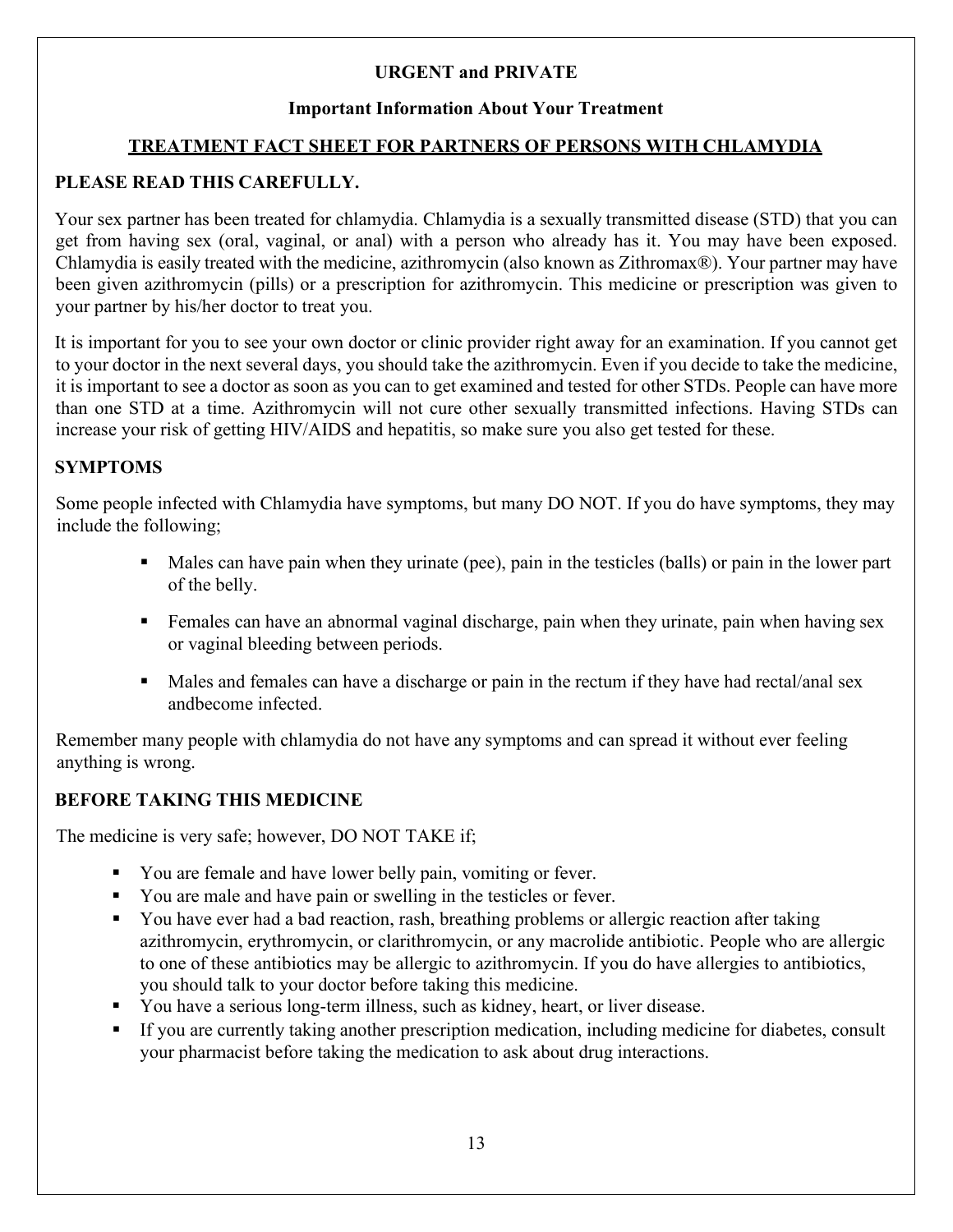**URGENT and PRIVATE**

**Important Information About Your Treatment**

**TREATMENT FACT SHEET FOR PARTNERS OF PERSONS WITH CHLAMYDIA**

**PLEASE READ THIS CAREFULLY.**

Your sex partner has been treated for chlamydia. Chlamydia is a sexually transmitted disease (STD) that you can get from having sex (oral, vaginal, or anal) with a person who already has it. You may have been exposed. Chlamydia is easily treated with the medicine, azithromycin (also known as Zithromax®). Your partner may have been given azithromycin (pills) or a prescription for azithromycin. This medicine or prescription was given to your partner by his/her doctor to treat you.

It is important for you to see your own doctor or clinic provider right away for an examination. If you cannot get to your doctor in the next several days, you should take the azithromycin. Even if you decide to take the medicine, it is important to see a doctor as soon as you can to get examined and tested for other STDs. People can have more than one STD at a time. Azithromycin will not cure other sexually transmitted infections. Having STDs can increase your risk of getting HIV/AIDS and hepatitis, so make sure you also get tested for these.

**SYMPTOMS**

Some people infected with Chlamydia have symptoms, but many DO NOT. If you do have symptoms, they may include the following;

- Males can have pain when they urinate (pee), pain in the testicles (balls) or pain in the lower part of the belly.
- Females can have an abnormal vaginal discharge, pain when they urinate, pain when having sex or vaginal bleeding between periods.
- Males and females can have a discharge or pain in the rectum if they have had rectal/anal sex andbecome infected.

Remember many people with chlamydia do not have any symptoms and can spread it without ever feeling anything is wrong.

**BEFORE TAKING THIS MEDICINE**

The medicine is very safe; however, DO NOT TAKE if;

- You are female and have lower belly pain, vomiting or fever.
- You are male and have pain or swelling in the testicles or fever.
- You have ever had a bad reaction, rash, breathing problems or allergic reaction after taking azithromycin, erythromycin, or clarithromycin, or any macrolide antibiotic. People who are allergic to one of these antibiotics may be allergic to azithromycin. If you do have allergies to antibiotics, you should talk to your doctor before taking this medicine.
- You have a serious long-term illness, such as kidney, heart, or liver disease.
- If you are currently taking another prescription medication, including medicine for diabetes, consult your pharmacist before taking the medication to ask about drug interactions.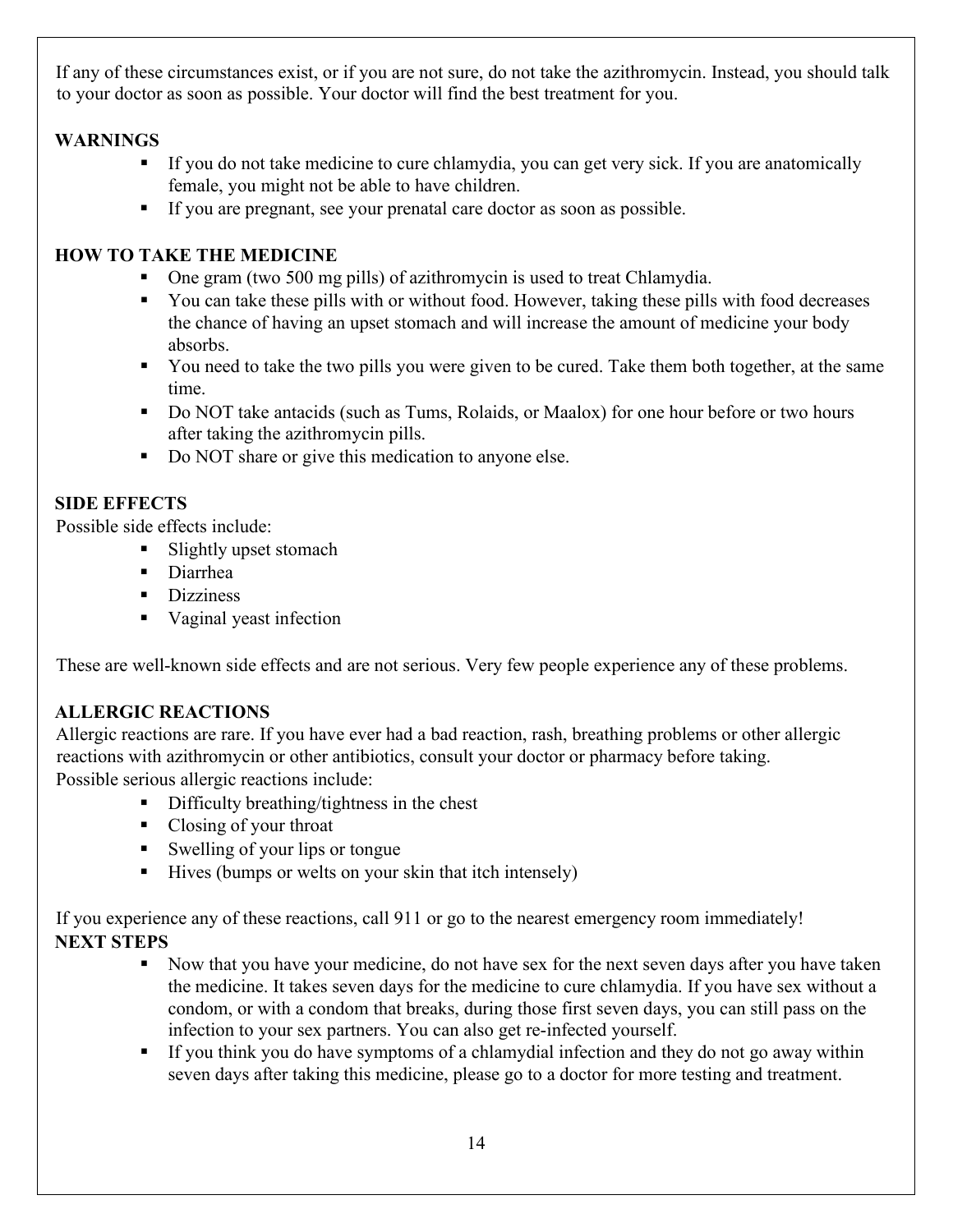If any of these circumstances exist, or if you are not sure, do not take the azithromycin. Instead, you should talk to your doctor as soon as possible. Your doctor will find the best treatment for you.

**WARNINGS**

- If you do not take medicine to cure chlamydia, you can get very sick. If you are anatomically female, you might not be able to have children.
- If you are pregnant, see your prenatal care doctor as soon as possible.

**HOW TO TAKE THE MEDICINE**

- One gram (two 500 mg pills) of azithromycin is used to treat Chlamydia.
- You can take these pills with or without food. However, taking these pills with food decreases the chance of having an upset stomach and will increase the amount of medicine your body absorbs.
- You need to take the two pills you were given to be cured. Take them both together, at the same time.
- Do NOT take antacids (such as Tums, Rolaids, or Maalox) for one hour before or two hours after taking the azithromycin pills.
- Do NOT share or give this medication to anyone else.

**SIDE EFFECTS**

Possible side effects include:

- Slightly upset stomach
- Diarrhea
- Dizziness
- Vaginal yeast infection

These are well-known side effects and are not serious. Very few people experience any of these problems.

**ALLERGIC REACTIONS**

Allergic reactions are rare. If you have ever had a bad reaction, rash, breathing problems or other allergic reactions with azithromycin or other antibiotics, consult your doctor or pharmacy before taking.
Possible serious allergic reactions include:

- Difficulty breathing/tightness in the chest
- Closing of your throat
- Swelling of your lips or tongue
- Hives (bumps or welts on your skin that itch intensely)

If you experience any of these reactions, call 911 or go to the nearest emergency room immediately!

**NEXT STEPS**

- Now that you have your medicine, do not have sex for the next seven days after you have taken the medicine. It takes seven days for the medicine to cure chlamydia. If you have sex without a condom, or with a condom that breaks, during those first seven days, you can still pass on the infection to your sex partners. You can also get re-infected yourself.
- If you think you do have symptoms of a chlamydial infection and they do not go away within seven days after taking this medicine, please go to a doctor for more testing and treatment.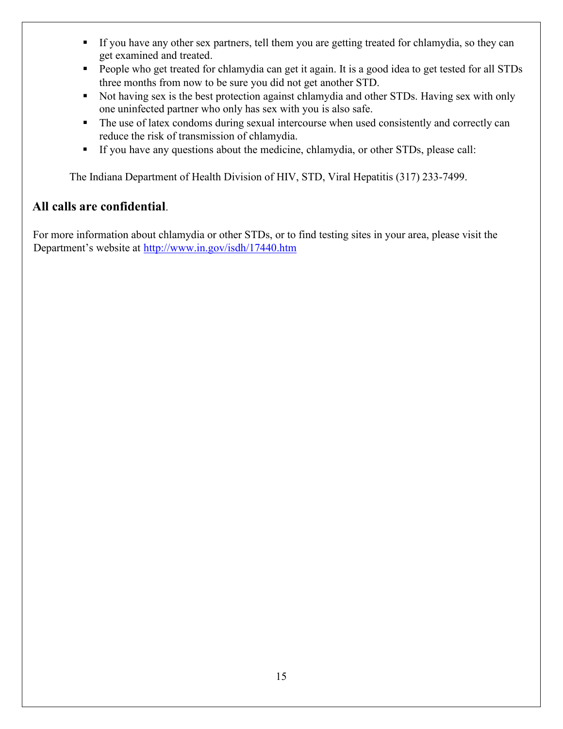- If you have any other sex partners, tell them you are getting treated for chlamydia, so they can get examined and treated.
- People who get treated for chlamydia can get it again. It is a good idea to get tested for all STDs three months from now to be sure you did not get another STD.
- Not having sex is the best protection against chlamydia and other STDs. Having sex with only one uninfected partner who only has sex with you is also safe.
- The use of latex condoms during sexual intercourse when used consistently and correctly can reduce the risk of transmission of chlamydia.
- If you have any questions about the medicine, chlamydia, or other STDs, please call:

The Indiana Department of Health Division of HIV, STD, Viral Hepatitis (317) 233-7499.

**All calls are confidential**.

For more information about chlamydia or other STDs, or to find testing sites in your area, please visit the Department's website at http://www.in.gov/isdh/17440.htm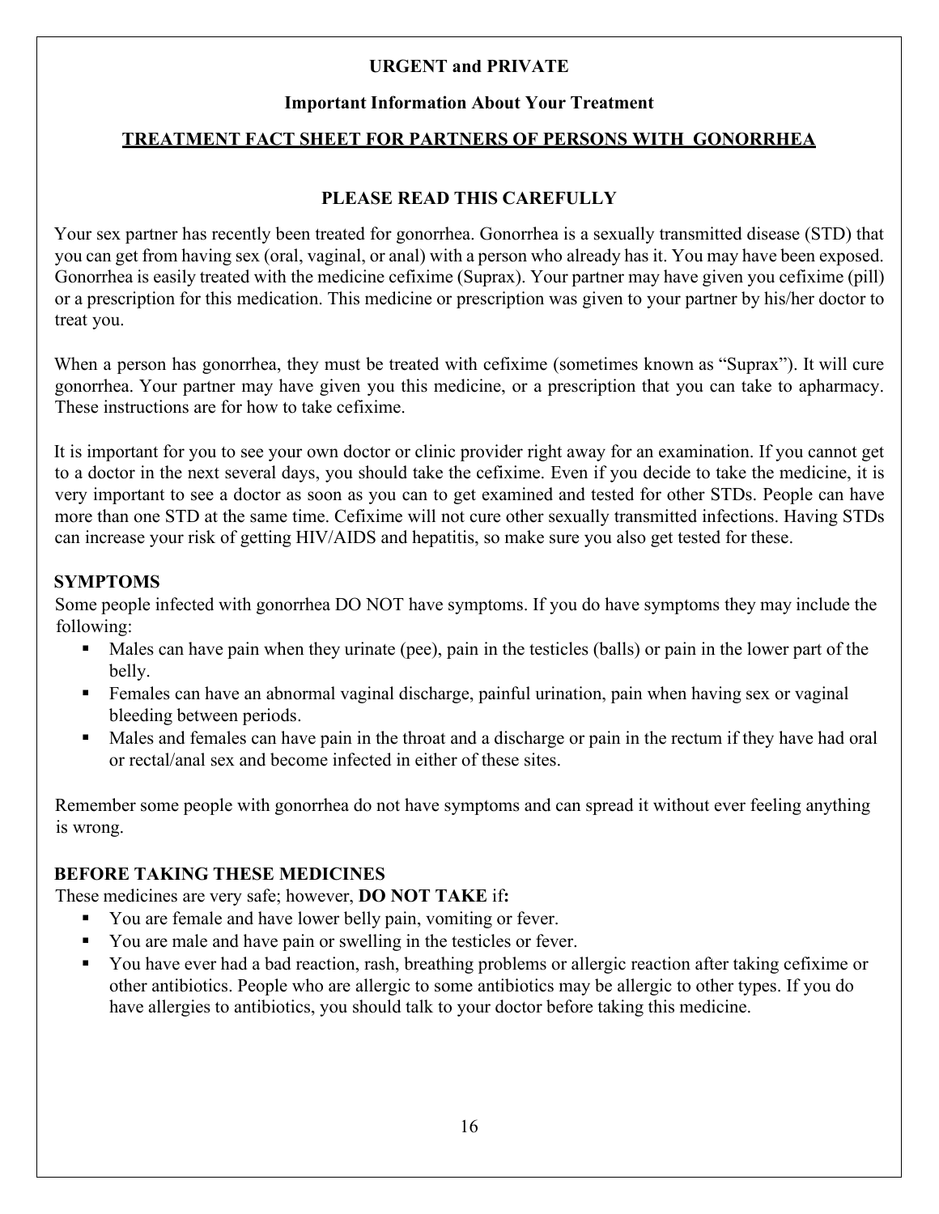**URGENT and PRIVATE**

**Important Information About Your Treatment**

## TREATMENT FACT SHEET FOR PARTNERS OF PERSONS WITH GONORRHEA

**PLEASE READ THIS CAREFULLY**

Your sex partner has recently been treated for gonorrhea. Gonorrhea is a sexually transmitted disease (STD) that you can get from having sex (oral, vaginal, or anal) with a person who already has it. You may have been exposed. Gonorrhea is easily treated with the medicine cefixime (Suprax). Your partner may have given you cefixime (pill) or a prescription for this medication. This medicine or prescription was given to your partner by his/her doctor to treat you.

When a person has gonorrhea, they must be treated with cefixime (sometimes known as "Suprax"). It will cure gonorrhea. Your partner may have given you this medicine, or a prescription that you can take to apharmacy. These instructions are for how to take cefixime.

It is important for you to see your own doctor or clinic provider right away for an examination. If you cannot get to a doctor in the next several days, you should take the cefixime. Even if you decide to take the medicine, it is very important to see a doctor as soon as you can to get examined and tested for other STDs. People can have more than one STD at the same time. Cefixime will not cure other sexually transmitted infections. Having STDs can increase your risk of getting HIV/AIDS and hepatitis, so make sure you also get tested for these.

**SYMPTOMS**

Some people infected with gonorrhea DO NOT have symptoms. If you do have symptoms they may include the following:

- Males can have pain when they urinate (pee), pain in the testicles (balls) or pain in the lower part of the belly.
- Females can have an abnormal vaginal discharge, painful urination, pain when having sex or vaginal bleeding between periods.
- Males and females can have pain in the throat and a discharge or pain in the rectum if they have had oral or rectal/anal sex and become infected in either of these sites.

Remember some people with gonorrhea do not have symptoms and can spread it without ever feeling anything is wrong.

**BEFORE TAKING THESE MEDICINES**

These medicines are very safe; however, **DO NOT TAKE** if**:**

- You are female and have lower belly pain, vomiting or fever.
- You are male and have pain or swelling in the testicles or fever.
- You have ever had a bad reaction, rash, breathing problems or allergic reaction after taking cefixime or other antibiotics. People who are allergic to some antibiotics may be allergic to other types. If you do have allergies to antibiotics, you should talk to your doctor before taking this medicine.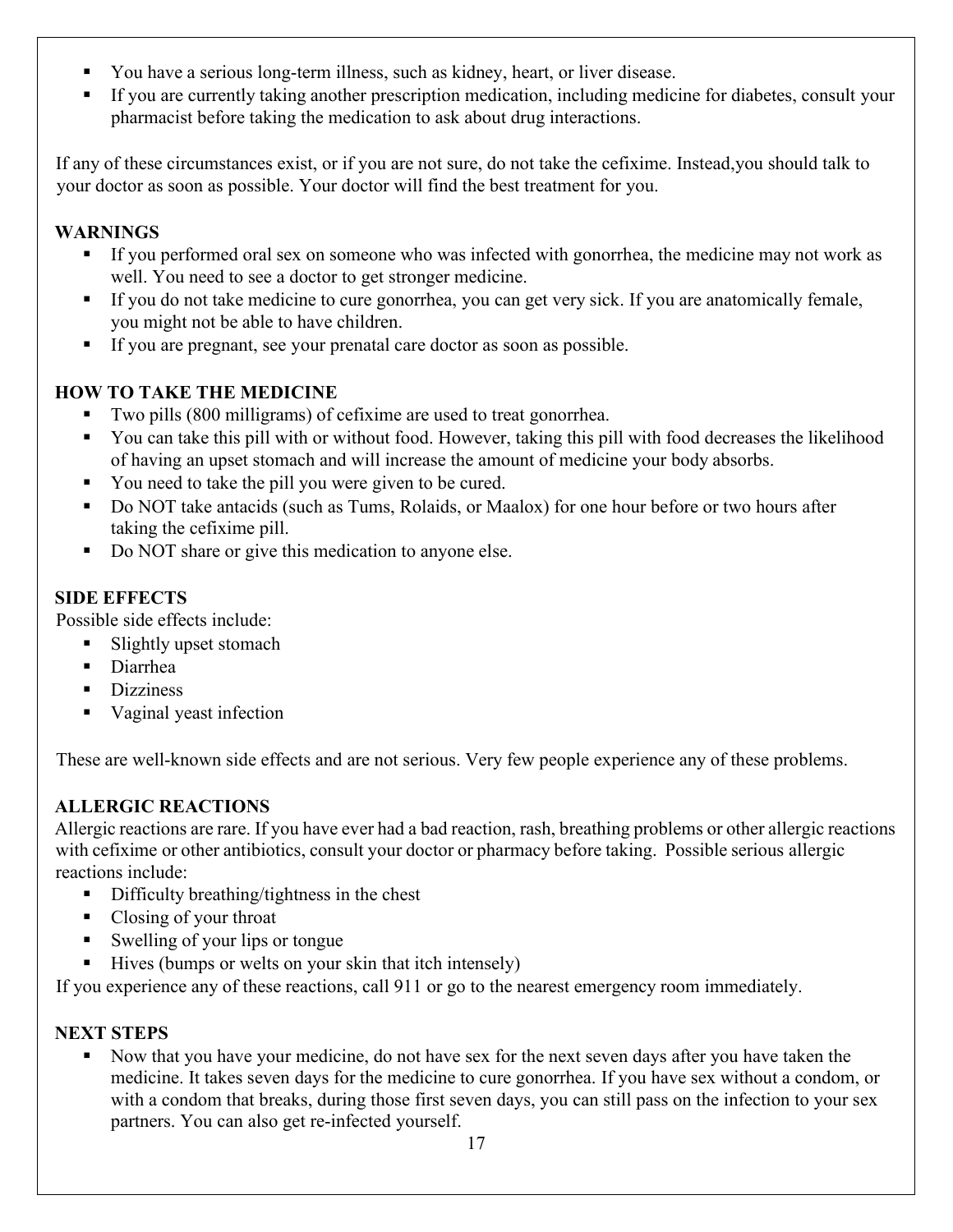- You have a serious long-term illness, such as kidney, heart, or liver disease.
- If you are currently taking another prescription medication, including medicine for diabetes, consult your pharmacist before taking the medication to ask about drug interactions.

If any of these circumstances exist, or if you are not sure, do not take the cefixime. Instead,you should talk to your doctor as soon as possible. Your doctor will find the best treatment for you.

**WARNINGS**

- If you performed oral sex on someone who was infected with gonorrhea, the medicine may not work as well. You need to see a doctor to get stronger medicine.
- If you do not take medicine to cure gonorrhea, you can get very sick. If you are anatomically female, you might not be able to have children.
- If you are pregnant, see your prenatal care doctor as soon as possible.

**HOW TO TAKE THE MEDICINE**

- Two pills (800 milligrams) of cefixime are used to treat gonorrhea.
- You can take this pill with or without food. However, taking this pill with food decreases the likelihood of having an upset stomach and will increase the amount of medicine your body absorbs.
- You need to take the pill you were given to be cured.
- Do NOT take antacids (such as Tums, Rolaids, or Maalox) for one hour before or two hours after taking the cefixime pill.
- Do NOT share or give this medication to anyone else.

**SIDE EFFECTS**

Possible side effects include:

- Slightly upset stomach
- Diarrhea
- Dizziness
- Vaginal yeast infection

These are well-known side effects and are not serious. Very few people experience any of these problems.

**ALLERGIC REACTIONS**

Allergic reactions are rare. If you have ever had a bad reaction, rash, breathing problems or other allergic reactions with cefixime or other antibiotics, consult your doctor or pharmacy before taking. Possible serious allergic reactions include:

- Difficulty breathing/tightness in the chest
- Closing of your throat
- Swelling of your lips or tongue
- Hives (bumps or welts on your skin that itch intensely)

If you experience any of these reactions, call 911 or go to the nearest emergency room immediately.

**NEXT STEPS**

- Now that you have your medicine, do not have sex for the next seven days after you have taken the medicine. It takes seven days for the medicine to cure gonorrhea. If you have sex without a condom, or with a condom that breaks, during those first seven days, you can still pass on the infection to your sex partners. You can also get re-infected yourself.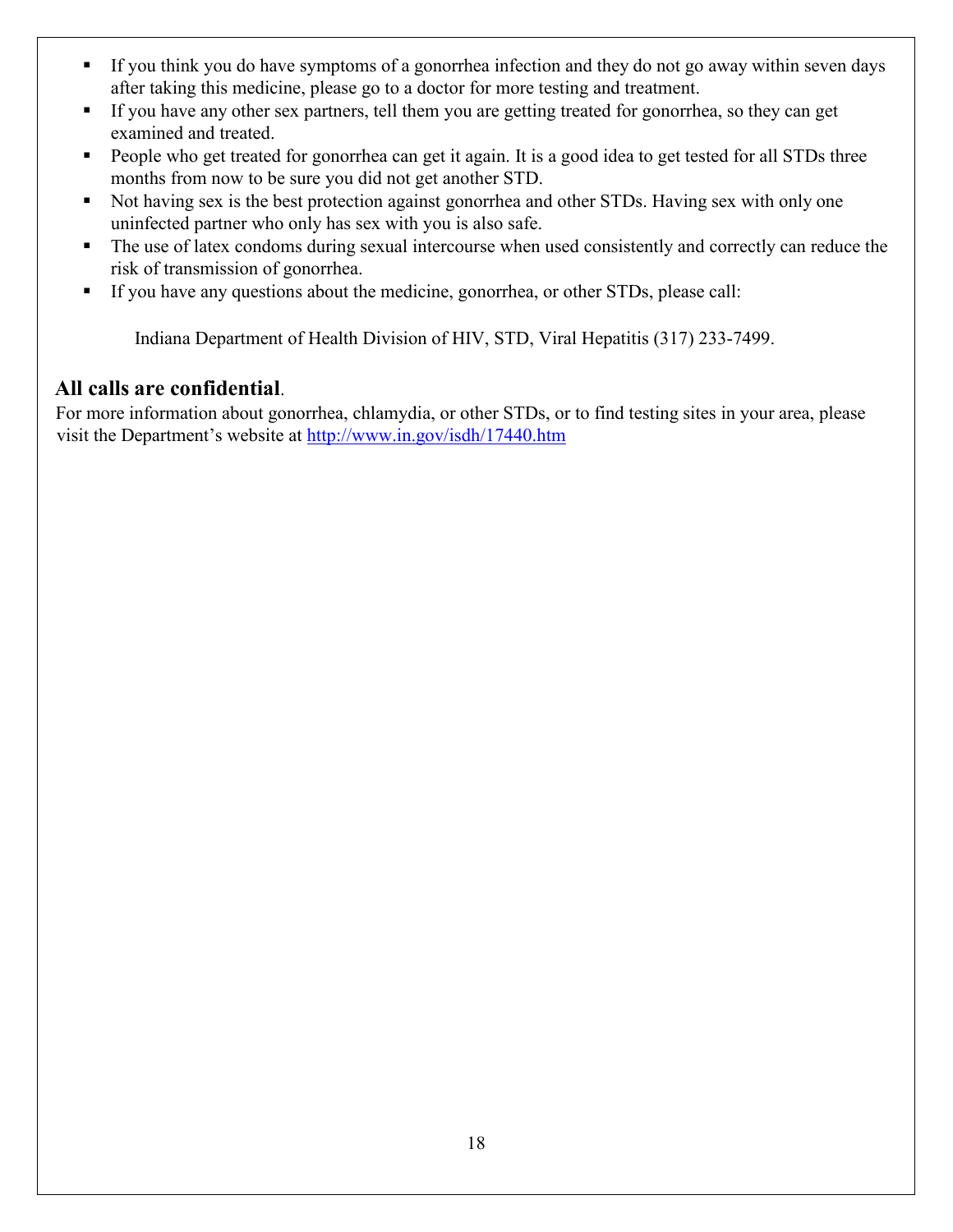- If you think you do have symptoms of a gonorrhea infection and they do not go away within seven days after taking this medicine, please go to a doctor for more testing and treatment.
- If you have any other sex partners, tell them you are getting treated for gonorrhea, so they can get examined and treated.
- People who get treated for gonorrhea can get it again. It is a good idea to get tested for all STDs three months from now to be sure you did not get another STD.
- Not having sex is the best protection against gonorrhea and other STDs. Having sex with only one uninfected partner who only has sex with you is also safe.
- The use of latex condoms during sexual intercourse when used consistently and correctly can reduce the risk of transmission of gonorrhea.
- If you have any questions about the medicine, gonorrhea, or other STDs, please call:

  Indiana Department of Health Division of HIV, STD, Viral Hepatitis (317) 233-7499.

**All calls are confidential**.

For more information about gonorrhea, chlamydia, or other STDs, or to find testing sites in your area, please visit the Department's website at [http://www.in.gov/isdh/17440.htm](http://www.in.gov/isdh/17440.htm)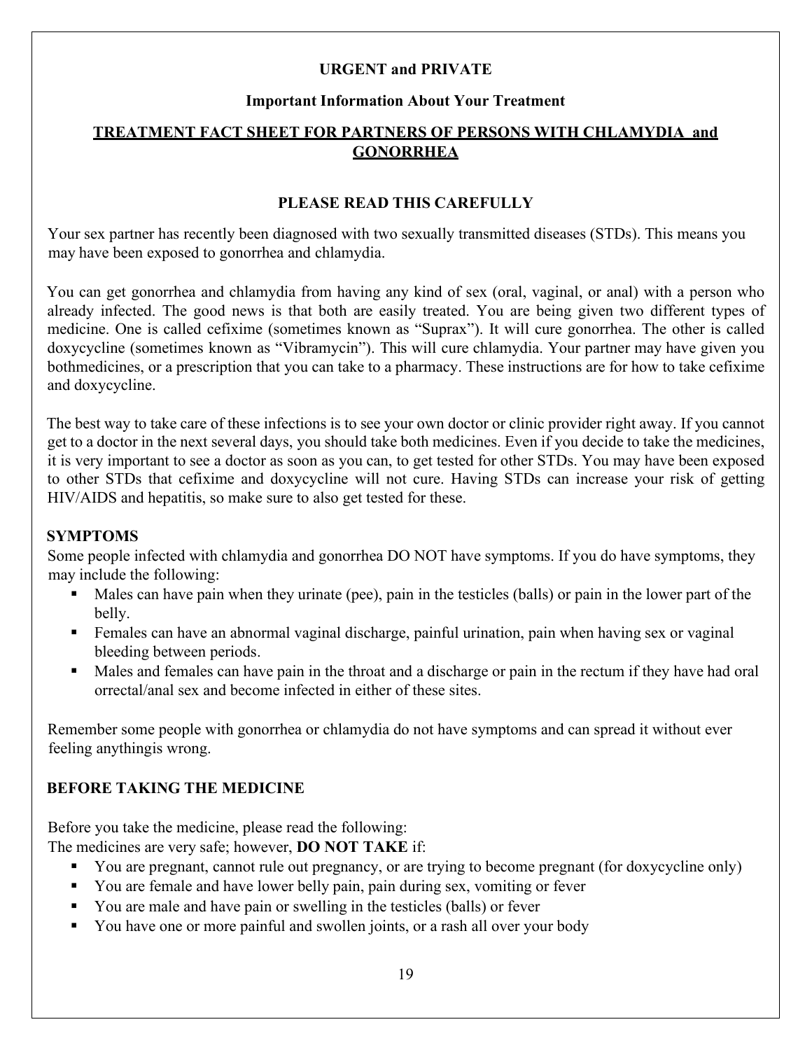**URGENT and PRIVATE**

**Important Information About Your Treatment**

**TREATMENT FACT SHEET FOR PARTNERS OF PERSONS WITH CHLAMYDIA and GONORRHEA**

**PLEASE READ THIS CAREFULLY**

Your sex partner has recently been diagnosed with two sexually transmitted diseases (STDs). This means you may have been exposed to gonorrhea and chlamydia.

You can get gonorrhea and chlamydia from having any kind of sex (oral, vaginal, or anal) with a person who already infected. The good news is that both are easily treated. You are being given two different types of medicine. One is called cefixime (sometimes known as "Suprax"). It will cure gonorrhea. The other is called doxycycline (sometimes known as "Vibramycin"). This will cure chlamydia. Your partner may have given you bothmedicines, or a prescription that you can take to a pharmacy. These instructions are for how to take cefixime and doxycycline.

The best way to take care of these infections is to see your own doctor or clinic provider right away. If you cannot get to a doctor in the next several days, you should take both medicines. Even if you decide to take the medicines, it is very important to see a doctor as soon as you can, to get tested for other STDs. You may have been exposed to other STDs that cefixime and doxycycline will not cure. Having STDs can increase your risk of getting HIV/AIDS and hepatitis, so make sure to also get tested for these.

**SYMPTOMS**

Some people infected with chlamydia and gonorrhea DO NOT have symptoms. If you do have symptoms, they may include the following:

- Males can have pain when they urinate (pee), pain in the testicles (balls) or pain in the lower part of the belly.
- Females can have an abnormal vaginal discharge, painful urination, pain when having sex or vaginal bleeding between periods.
- Males and females can have pain in the throat and a discharge or pain in the rectum if they have had oral orrectal/anal sex and become infected in either of these sites.

Remember some people with gonorrhea or chlamydia do not have symptoms and can spread it without ever feeling anythingis wrong.

**BEFORE TAKING THE MEDICINE**

Before you take the medicine, please read the following:
The medicines are very safe; however, **DO NOT TAKE** if:

- You are pregnant, cannot rule out pregnancy, or are trying to become pregnant (for doxycycline only)
- You are female and have lower belly pain, pain during sex, vomiting or fever
- You are male and have pain or swelling in the testicles (balls) or fever
- You have one or more painful and swollen joints, or a rash all over your body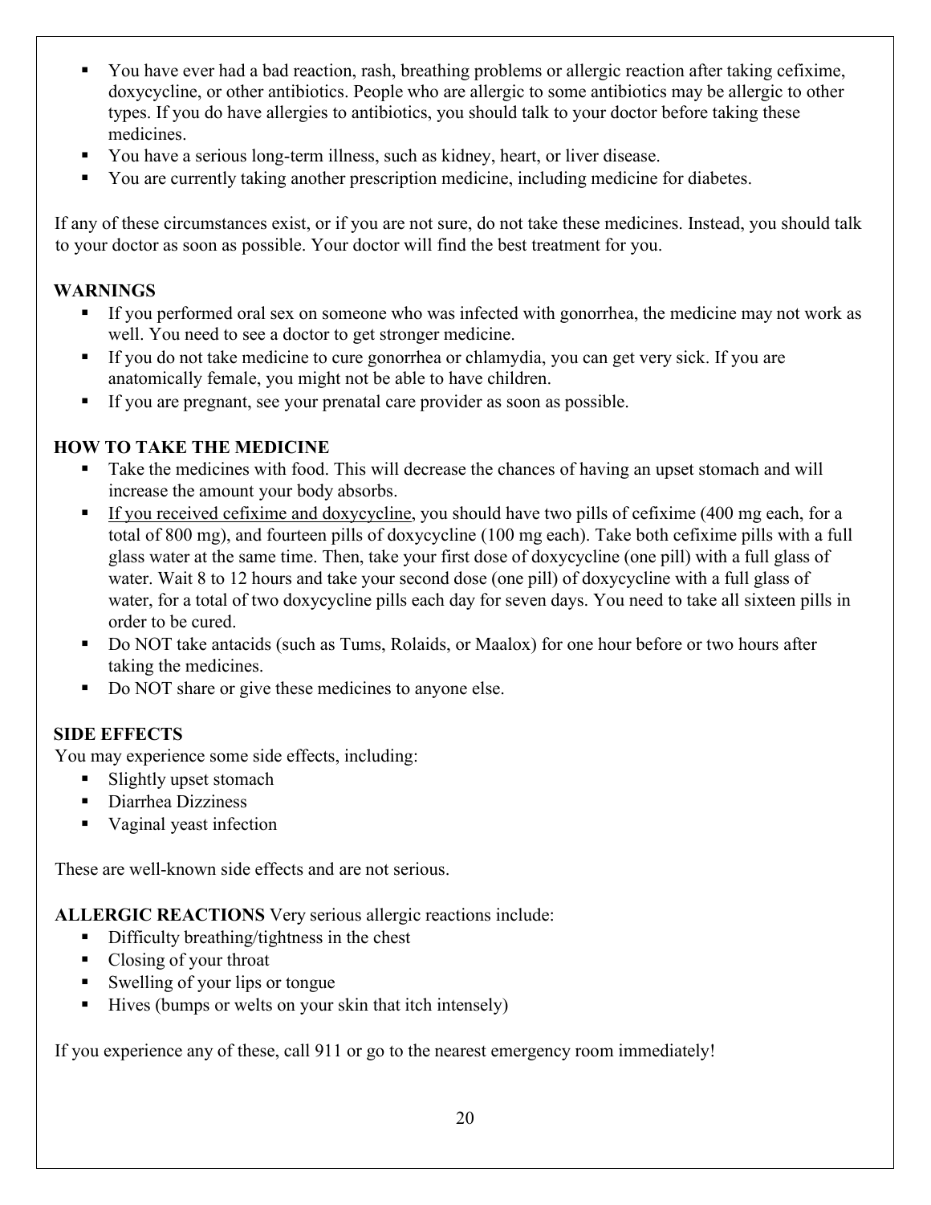- You have ever had a bad reaction, rash, breathing problems or allergic reaction after taking cefixime, doxycycline, or other antibiotics. People who are allergic to some antibiotics may be allergic to other types. If you do have allergies to antibiotics, you should talk to your doctor before taking these medicines.
- You have a serious long-term illness, such as kidney, heart, or liver disease.
- You are currently taking another prescription medicine, including medicine for diabetes.

If any of these circumstances exist, or if you are not sure, do not take these medicines. Instead, you should talk to your doctor as soon as possible. Your doctor will find the best treatment for you.

**WARNINGS**

- If you performed oral sex on someone who was infected with gonorrhea, the medicine may not work as well. You need to see a doctor to get stronger medicine.
- If you do not take medicine to cure gonorrhea or chlamydia, you can get very sick. If you are anatomically female, you might not be able to have children.
- If you are pregnant, see your prenatal care provider as soon as possible.

**HOW TO TAKE THE MEDICINE**

- Take the medicines with food. This will decrease the chances of having an upset stomach and will increase the amount your body absorbs.
- <u>If you received cefixime and doxycycline</u>, you should have two pills of cefixime (400 mg each, for a total of 800 mg), and fourteen pills of doxycycline (100 mg each). Take both cefixime pills with a full glass water at the same time. Then, take your first dose of doxycycline (one pill) with a full glass of water. Wait 8 to 12 hours and take your second dose (one pill) of doxycycline with a full glass of water, for a total of two doxycycline pills each day for seven days. You need to take all sixteen pills in order to be cured.
- Do NOT take antacids (such as Tums, Rolaids, or Maalox) for one hour before or two hours after taking the medicines.
- Do NOT share or give these medicines to anyone else.

**SIDE EFFECTS**

You may experience some side effects, including:

- Slightly upset stomach
- Diarrhea Dizziness
- Vaginal yeast infection

These are well-known side effects and are not serious.

**ALLERGIC REACTIONS** Very serious allergic reactions include:

- Difficulty breathing/tightness in the chest
- Closing of your throat
- Swelling of your lips or tongue
- Hives (bumps or welts on your skin that itch intensely)

If you experience any of these, call 911 or go to the nearest emergency room immediately!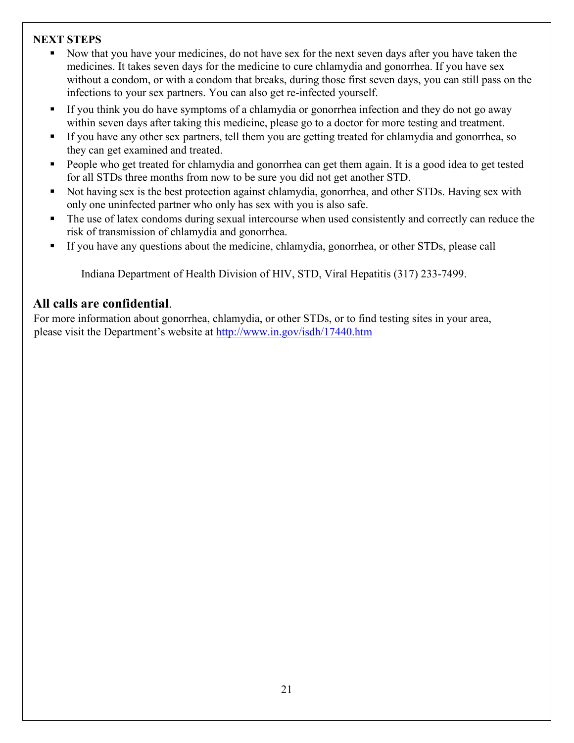**NEXT STEPS**

- Now that you have your medicines, do not have sex for the next seven days after you have taken the medicines. It takes seven days for the medicine to cure chlamydia and gonorrhea. If you have sex without a condom, or with a condom that breaks, during those first seven days, you can still pass on the infections to your sex partners. You can also get re-infected yourself.
- If you think you do have symptoms of a chlamydia or gonorrhea infection and they do not go away within seven days after taking this medicine, please go to a doctor for more testing and treatment.
- If you have any other sex partners, tell them you are getting treated for chlamydia and gonorrhea, so they can get examined and treated.
- People who get treated for chlamydia and gonorrhea can get them again. It is a good idea to get tested for all STDs three months from now to be sure you did not get another STD.
- Not having sex is the best protection against chlamydia, gonorrhea, and other STDs. Having sex with only one uninfected partner who only has sex with you is also safe.
- The use of latex condoms during sexual intercourse when used consistently and correctly can reduce the risk of transmission of chlamydia and gonorrhea.
- If you have any questions about the medicine, chlamydia, gonorrhea, or other STDs, please call

  Indiana Department of Health Division of HIV, STD, Viral Hepatitis (317) 233-7499.

## **All calls are confidential**.

For more information about gonorrhea, chlamydia, or other STDs, or to find testing sites in your area, please visit the Department's website at http://www.in.gov/isdh/17440.htm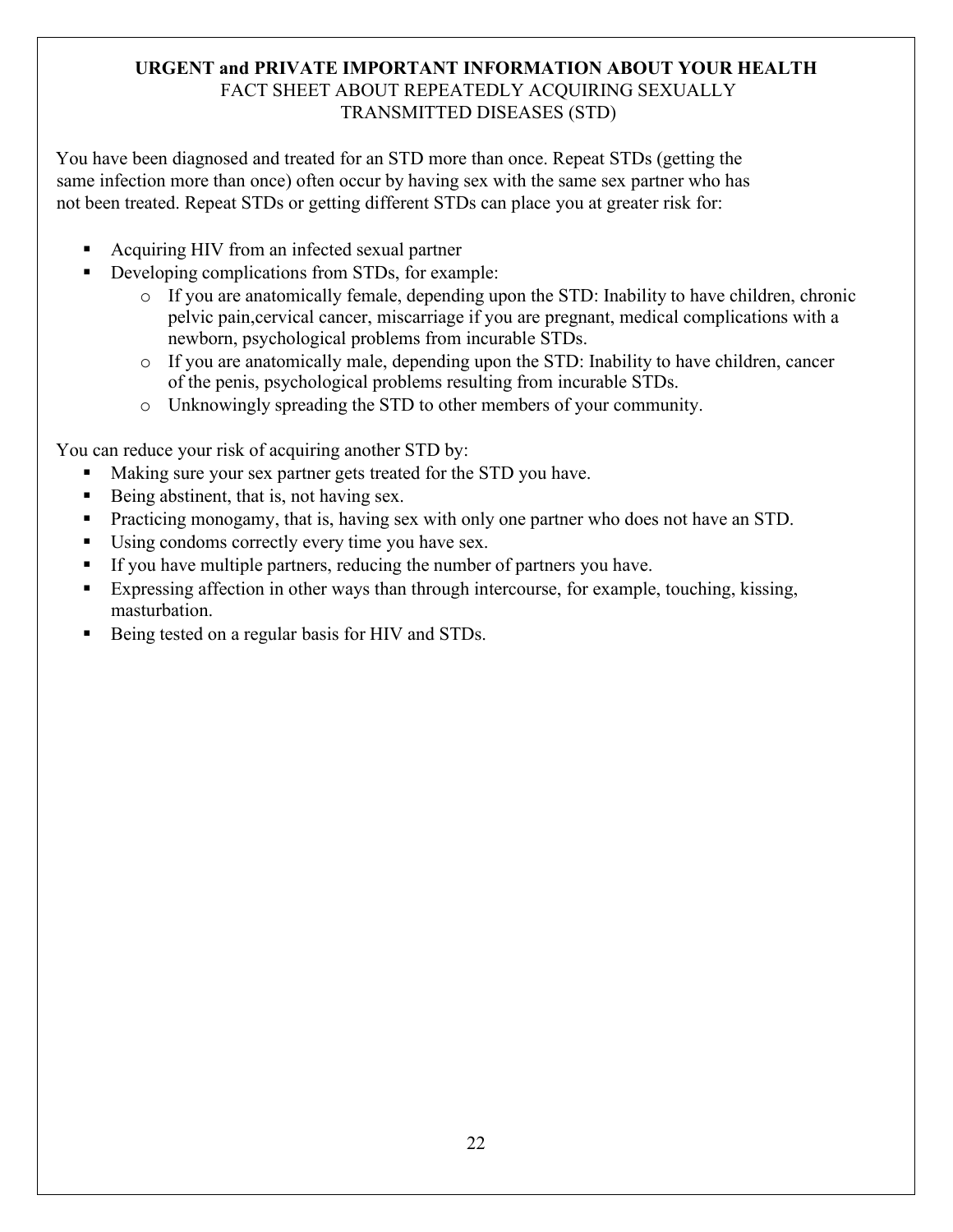**URGENT and PRIVATE IMPORTANT INFORMATION ABOUT YOUR HEALTH**

FACT SHEET ABOUT REPEATEDLY ACQUIRING SEXUALLY TRANSMITTED DISEASES (STD)

You have been diagnosed and treated for an STD more than once. Repeat STDs (getting the same infection more than once) often occur by having sex with the same sex partner who has not been treated. Repeat STDs or getting different STDs can place you at greater risk for:

- Acquiring HIV from an infected sexual partner
- Developing complications from STDs, for example:
  - If you are anatomically female, depending upon the STD: Inability to have children, chronic pelvic pain,cervical cancer, miscarriage if you are pregnant, medical complications with a newborn, psychological problems from incurable STDs.
  - If you are anatomically male, depending upon the STD: Inability to have children, cancer of the penis, psychological problems resulting from incurable STDs.
  - Unknowingly spreading the STD to other members of your community.

You can reduce your risk of acquiring another STD by:

- Making sure your sex partner gets treated for the STD you have.
- Being abstinent, that is, not having sex.
- Practicing monogamy, that is, having sex with only one partner who does not have an STD.
- Using condoms correctly every time you have sex.
- If you have multiple partners, reducing the number of partners you have.
- Expressing affection in other ways than through intercourse, for example, touching, kissing, masturbation.
- Being tested on a regular basis for HIV and STDs.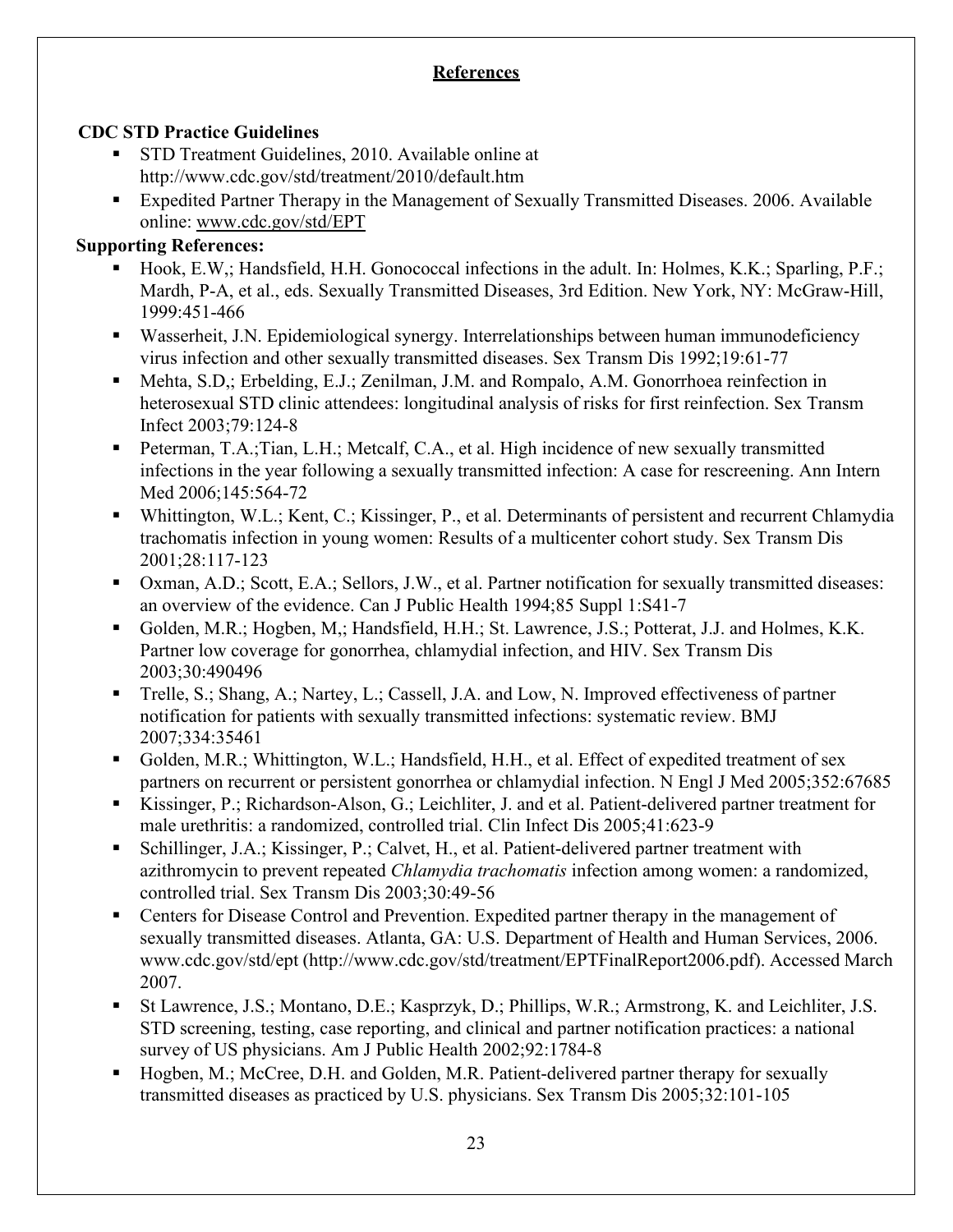## References

**CDC STD Practice Guidelines**

- STD Treatment Guidelines, 2010. Available online at http://www.cdc.gov/std/treatment/2010/default.htm
- Expedited Partner Therapy in the Management of Sexually Transmitted Diseases. 2006. Available online: www.cdc.gov/std/EPT

**Supporting References:**

- Hook, E.W,; Handsfield, H.H. Gonococcal infections in the adult. In: Holmes, K.K.; Sparling, P.F.; Mardh, P-A, et al., eds. Sexually Transmitted Diseases, 3rd Edition. New York, NY: McGraw-Hill, 1999:451-466
- Wasserheit, J.N. Epidemiological synergy. Interrelationships between human immunodeficiency virus infection and other sexually transmitted diseases. Sex Transm Dis 1992;19:61-77
- Mehta, S.D,; Erbelding, E.J.; Zenilman, J.M. and Rompalo, A.M. Gonorrhoea reinfection in heterosexual STD clinic attendees: longitudinal analysis of risks for first reinfection. Sex Transm Infect 2003;79:124-8
- Peterman, T.A.;Tian, L.H.; Metcalf, C.A., et al. High incidence of new sexually transmitted infections in the year following a sexually transmitted infection: A case for rescreening. Ann Intern Med 2006;145:564-72
- Whittington, W.L.; Kent, C.; Kissinger, P., et al. Determinants of persistent and recurrent Chlamydia trachomatis infection in young women: Results of a multicenter cohort study. Sex Transm Dis 2001;28:117-123
- Oxman, A.D.; Scott, E.A.; Sellors, J.W., et al. Partner notification for sexually transmitted diseases: an overview of the evidence. Can J Public Health 1994;85 Suppl 1:S41-7
- Golden, M.R.; Hogben, M,; Handsfield, H.H.; St. Lawrence, J.S.; Potterat, J.J. and Holmes, K.K. Partner low coverage for gonorrhea, chlamydial infection, and HIV. Sex Transm Dis 2003;30:490496
- Trelle, S.; Shang, A.; Nartey, L.; Cassell, J.A. and Low, N. Improved effectiveness of partner notification for patients with sexually transmitted infections: systematic review. BMJ 2007;334:35461
- Golden, M.R.; Whittington, W.L.; Handsfield, H.H., et al. Effect of expedited treatment of sex partners on recurrent or persistent gonorrhea or chlamydial infection. N Engl J Med 2005;352:67685
- Kissinger, P.; Richardson-Alson, G.; Leichliter, J. and et al. Patient-delivered partner treatment for male urethritis: a randomized, controlled trial. Clin Infect Dis 2005;41:623-9
- Schillinger, J.A.; Kissinger, P.; Calvet, H., et al. Patient-delivered partner treatment with azithromycin to prevent repeated *Chlamydia trachomatis* infection among women: a randomized, controlled trial. Sex Transm Dis 2003;30:49-56
- Centers for Disease Control and Prevention. Expedited partner therapy in the management of sexually transmitted diseases. Atlanta, GA: U.S. Department of Health and Human Services, 2006. www.cdc.gov/std/ept (http://www.cdc.gov/std/treatment/EPTFinalReport2006.pdf). Accessed March 2007.
- St Lawrence, J.S.; Montano, D.E.; Kasprzyk, D.; Phillips, W.R.; Armstrong, K. and Leichliter, J.S. STD screening, testing, case reporting, and clinical and partner notification practices: a national survey of US physicians. Am J Public Health 2002;92:1784-8
- Hogben, M.; McCree, D.H. and Golden, M.R. Patient-delivered partner therapy for sexually transmitted diseases as practiced by U.S. physicians. Sex Transm Dis 2005;32:101-105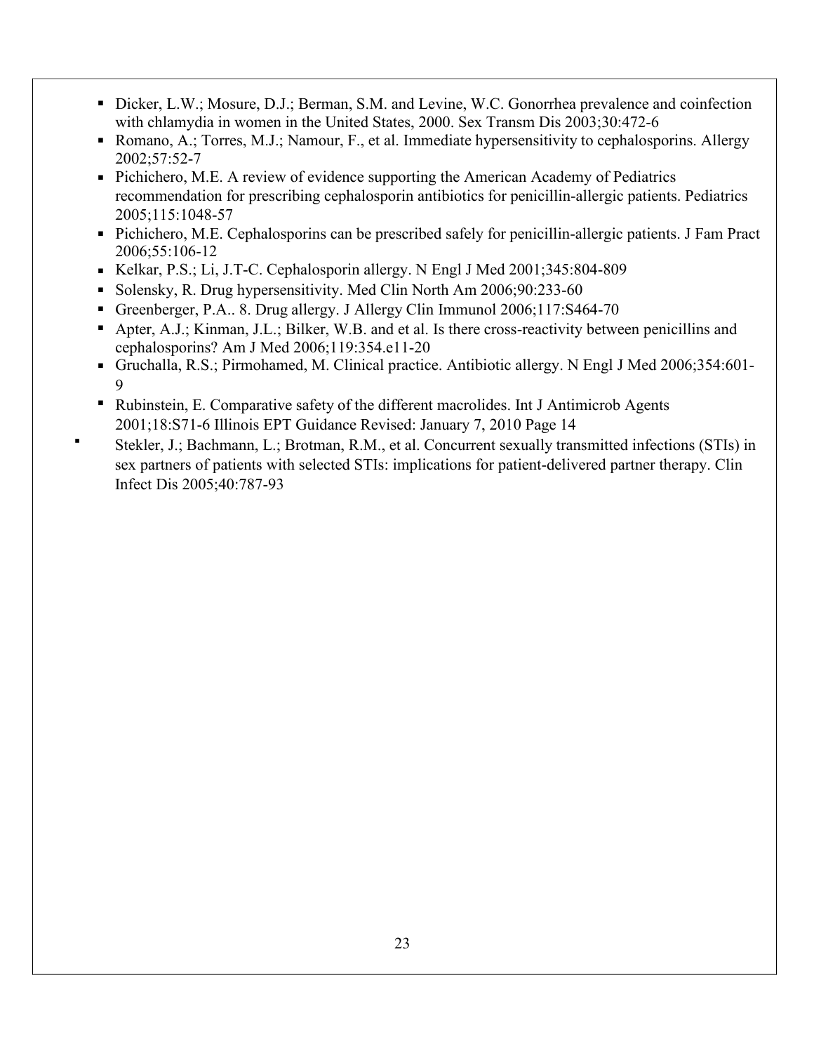- Dicker, L.W.; Mosure, D.J.; Berman, S.M. and Levine, W.C. Gonorrhea prevalence and coinfection with chlamydia in women in the United States, 2000. Sex Transm Dis 2003;30:472-6
- Romano, A.; Torres, M.J.; Namour, F., et al. Immediate hypersensitivity to cephalosporins. Allergy 2002;57:52-7
- Pichichero, M.E. A review of evidence supporting the American Academy of Pediatrics recommendation for prescribing cephalosporin antibiotics for penicillin-allergic patients. Pediatrics 2005;115:1048-57
- Pichichero, M.E. Cephalosporins can be prescribed safely for penicillin-allergic patients. J Fam Pract 2006;55:106-12
- Kelkar, P.S.; Li, J.T-C. Cephalosporin allergy. N Engl J Med 2001;345:804-809
- Solensky, R. Drug hypersensitivity. Med Clin North Am 2006;90:233-60
- Greenberger, P.A.. 8. Drug allergy. J Allergy Clin Immunol 2006;117:S464-70
- Apter, A.J.; Kinman, J.L.; Bilker, W.B. and et al. Is there cross-reactivity between penicillins and cephalosporins? Am J Med 2006;119:354.e11-20
- Gruchalla, R.S.; Pirmohamed, M. Clinical practice. Antibiotic allergy. N Engl J Med 2006;354:601-9
- Rubinstein, E. Comparative safety of the different macrolides. Int J Antimicrob Agents 2001;18:S71-6 Illinois EPT Guidance Revised: January 7, 2010 Page 14
- Stekler, J.; Bachmann, L.; Brotman, R.M., et al. Concurrent sexually transmitted infections (STIs) in sex partners of patients with selected STIs: implications for patient-delivered partner therapy. Clin Infect Dis 2005;40:787-93